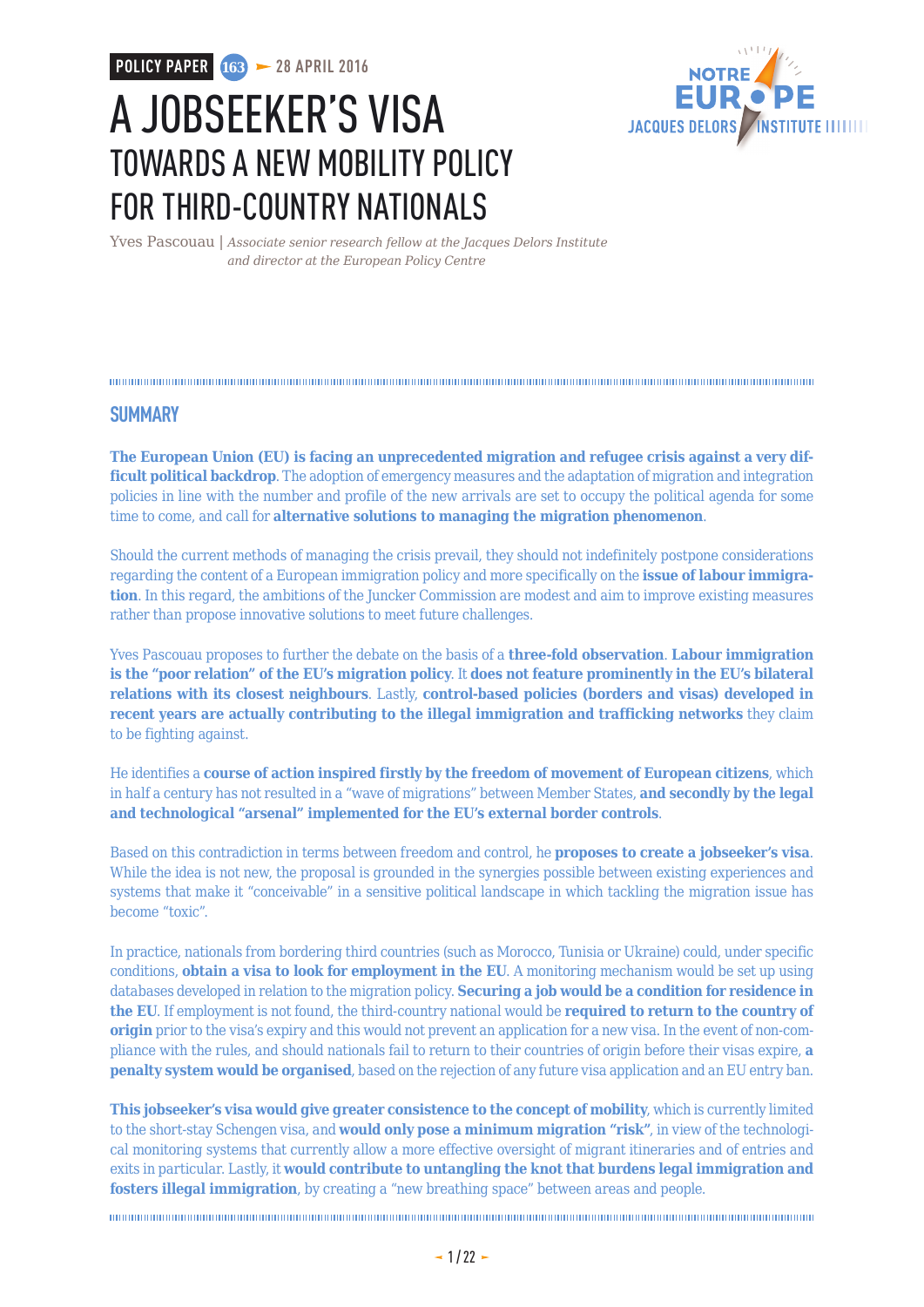POLICY PAPER 163 ► 28 APRIL 2016

# A JOBSEEKER'S VISA

## TOWARDS A NEW MOBILITY POLICY FOR THIRD-COUNTRY NATIONALS

Yves Pascouau | *Associate senior research fellow at the Jacques Delors Institute and director at the European Policy Centre*

## SUMMARY

**The European Union (EU) is facing an unprecedented migration and refugee crisis against a very difficult political backdrop**. The adoption of emergency measures and the adaptation of migration and integration policies in line with the number and profile of the new arrivals are set to occupy the political agenda for some time to come, and call for **alternative solutions to managing the migration phenomenon**.

Should the current methods of managing the crisis prevail, they should not indefinitely postpone considerations regarding the content of a European immigration policy and more specifically on the **issue of labour immigration**. In this regard, the ambitions of the Juncker Commission are modest and aim to improve existing measures rather than propose innovative solutions to meet future challenges.

Yves Pascouau proposes to further the debate on the basis of a **three-fold observation**. **Labour immigration is the "poor relation" of the EU's migration policy**. It **does not feature prominently in the EU's bilateral relations with its closest neighbours**. Lastly, **control-based policies (borders and visas) developed in recent years are actually contributing to the illegal immigration and trafficking networks** they claim to be fighting against.

He identifies a **course of action inspired firstly by the freedom of movement of European citizens**, which in half a century has not resulted in a "wave of migrations" between Member States, **and secondly by the legal and technological "arsenal" implemented for the EU's external border controls**.

Based on this contradiction in terms between freedom and control, he **proposes to create a jobseeker's visa**. While the idea is not new, the proposal is grounded in the synergies possible between existing experiences and systems that make it "conceivable" in a sensitive political landscape in which tackling the migration issue has become "toxic".

In practice, nationals from bordering third countries (such as Morocco, Tunisia or Ukraine) could, under specific conditions, **obtain a visa to look for employment in the EU**. A monitoring mechanism would be set up using databases developed in relation to the migration policy. **Securing a job would be a condition for residence in the EU**. If employment is not found, the third-country national would be **required to return to the country of origin** prior to the visa's expiry and this would not prevent an application for a new visa. In the event of non-compliance with the rules, and should nationals fail to return to their countries of origin before their visas expire, **a penalty system would be organised**, based on the rejection of any future visa application and an EU entry ban.

**This jobseeker's visa would give greater consistence to the concept of mobility**, which is currently limited to the short-stay Schengen visa, and **would only pose a minimum migration "risk"**, in view of the technological monitoring systems that currently allow a more effective oversight of migrant itineraries and of entries and exits in particular. Lastly, it **would contribute to untangling the knot that burdens legal immigration and fosters illegal immigration**, by creating a "new breathing space" between areas and people.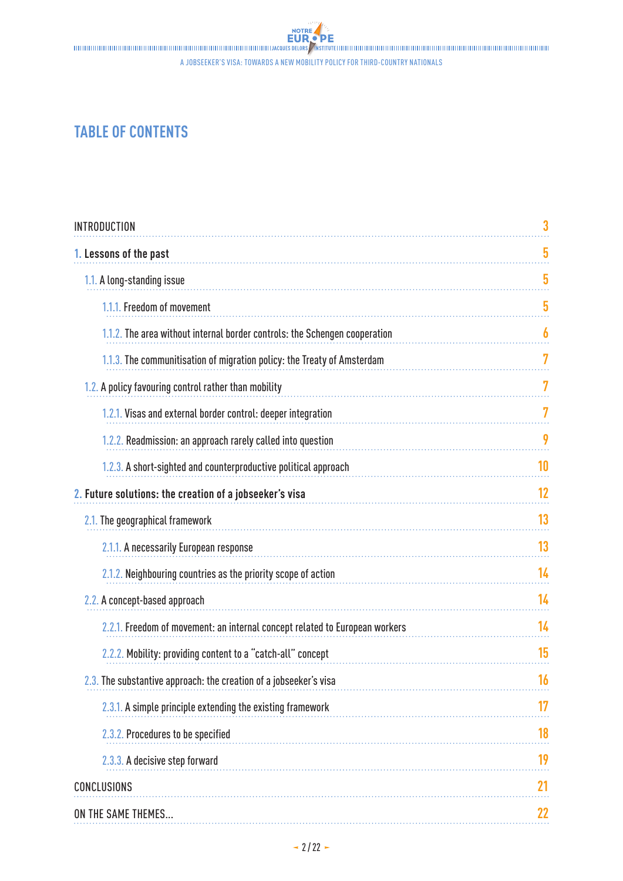# TABLE OF CONTENTS

- INTRODUCTION — 3
- **1. Lessons of the past** — 5
  - 1.1. A long-standing issue — 5
    - 1.1.1. Freedom of movement — 5
    - 1.1.2. The area without internal border controls: the Schengen cooperation — 6
    - 1.1.3. The communitisation of migration policy: the Treaty of Amsterdam — 7
  - 1.2. A policy favouring control rather than mobility — 7
    - 1.2.1. Visas and external border control: deeper integration — 7
    - 1.2.2. Readmission: an approach rarely called into question — 9
    - 1.2.3. A short-sighted and counterproductive political approach — 10
- **2. Future solutions: the creation of a jobseeker's visa** — 12
  - 2.1. The geographical framework — 13
    - 2.1.1. A necessarily European response — 13
    - 2.1.2. Neighbouring countries as the priority scope of action — 14
  - 2.2. A concept-based approach — 14
    - 2.2.1. Freedom of movement: an internal concept related to European workers — 14
    - 2.2.2. Mobility: providing content to a "catch-all" concept — 15
  - 2.3. The substantive approach: the creation of a jobseeker's visa — 16
    - 2.3.1. A simple principle extending the existing framework — 17
    - 2.3.2. Procedures to be specified — 18
    - 2.3.3. A decisive step forward — 19
- CONCLUSIONS — 21
- ON THE SAME THEMES... — 22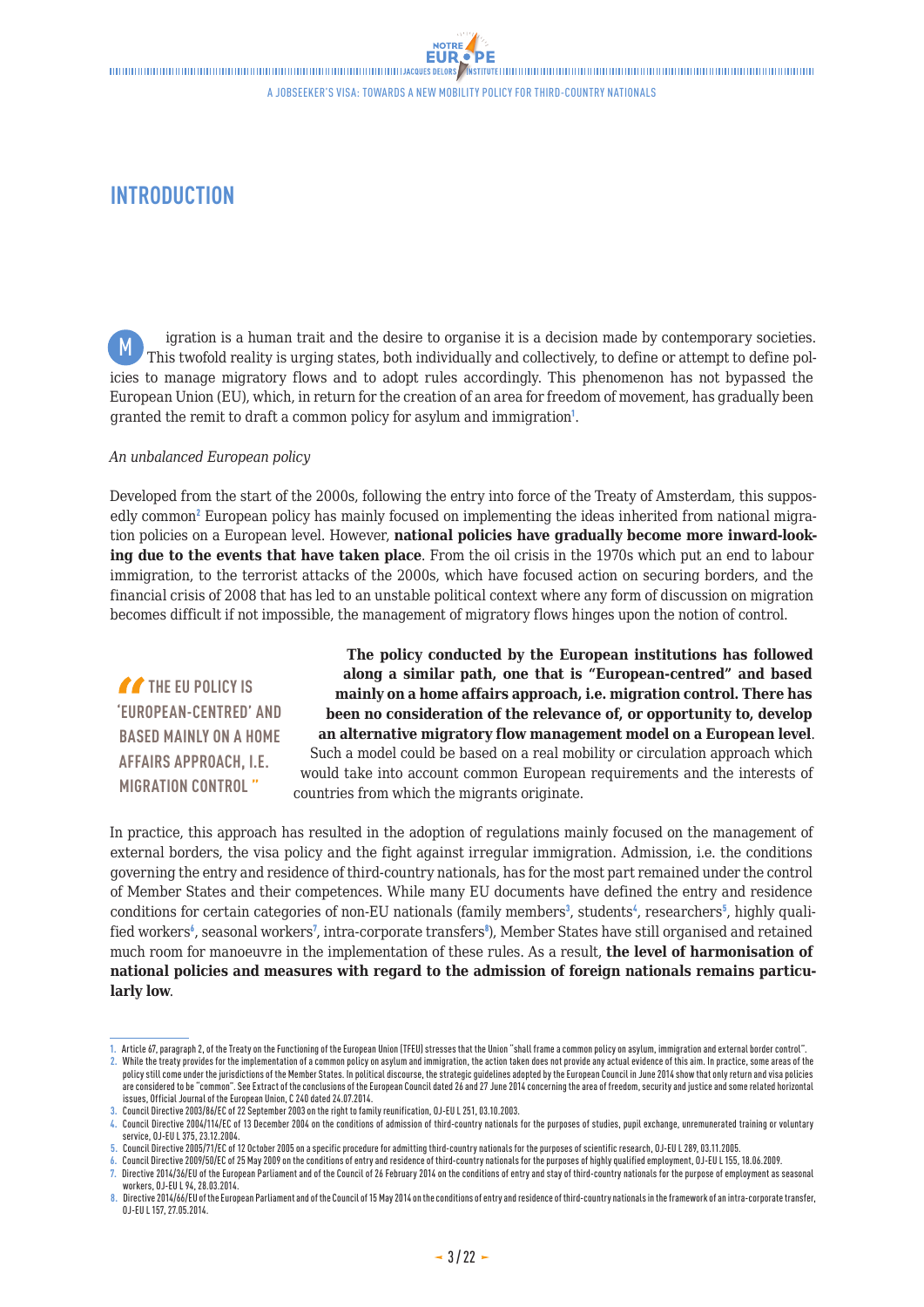# INTRODUCTION

Migration is a human trait and the desire to organise it is a decision made by contemporary societies. This twofold reality is urging states, both individually and collectively, to define or attempt to define policies to manage migratory flows and to adopt rules accordingly. This phenomenon has not bypassed the European Union (EU), which, in return for the creation of an area for freedom of movement, has gradually been granted the remit to draft a common policy for asylum and immigration[1].

*An unbalanced European policy*

Developed from the start of the 2000s, following the entry into force of the Treaty of Amsterdam, this supposedly common[2] European policy has mainly focused on implementing the ideas inherited from national migration policies on a European level. However, **national policies have gradually become more inward-looking due to the events that have taken place**. From the oil crisis in the 1970s which put an end to labour immigration, to the terrorist attacks of the 2000s, which have focused action on securing borders, and the financial crisis of 2008 that has led to an unstable political context where any form of discussion on migration becomes difficult if not impossible, the management of migratory flows hinges upon the notion of control.

> THE EU POLICY IS 'EUROPEAN-CENTRED' AND BASED MAINLY ON A HOME AFFAIRS APPROACH, I.E. MIGRATION CONTROL

**The policy conducted by the European institutions has followed along a similar path, one that is "European-centred" and based mainly on a home affairs approach, i.e. migration control. There has been no consideration of the relevance of, or opportunity to, develop an alternative migratory flow management model on a European level**. Such a model could be based on a real mobility or circulation approach which would take into account common European requirements and the interests of countries from which the migrants originate.

In practice, this approach has resulted in the adoption of regulations mainly focused on the management of external borders, the visa policy and the fight against irregular immigration. Admission, i.e. the conditions governing the entry and residence of third-country nationals, has for the most part remained under the control of Member States and their competences. While many EU documents have defined the entry and residence conditions for certain categories of non-EU nationals (family members[3], students[4], researchers[5], highly qualified workers[6], seasonal workers[7], intra-corporate transfers[8]), Member States have still organised and retained much room for manoeuvre in the implementation of these rules. As a result, **the level of harmonisation of national policies and measures with regard to the admission of foreign nationals remains particularly low**.

---

1. Article 67, paragraph 2, of the Treaty on the Functioning of the European Union (TFEU) stresses that the Union "shall frame a common policy on asylum, immigration and external border control".
2. While the treaty provides for the implementation of a common policy on asylum and immigration, the action taken does not provide any actual evidence of this aim. In practice, some areas of the policy still come under the jurisdictions of the Member States. In political discourse, the strategic guidelines adopted by the European Council in June 2014 show that only return and visa policies are considered to be "common". See Extract of the conclusions of the European Council dated 26 and 27 June 2014 concerning the area of freedom, security and justice and some related horizontal issues, Official Journal of the European Union, C 240 dated 24.07.2014.
3. Council Directive 2003/86/EC of 22 September 2003 on the right to family reunification, OJ-EU L 251, 03.10.2003.
4. Council Directive 2004/114/EC of 13 December 2004 on the conditions of admission of third-country nationals for the purposes of studies, pupil exchange, unremunerated training or voluntary service, OJ-EU L 375, 23.12.2004.
5. Council Directive 2005/71/EC of 12 October 2005 on a specific procedure for admitting third-country nationals for the purposes of scientific research, OJ-EU L 289, 03.11.2005.
6. Council Directive 2009/50/EC of 25 May 2009 on the conditions of entry and residence of third-country nationals for the purposes of highly qualified employment, OJ-EU L 155, 18.06.2009.
7. Directive 2014/36/EU of the European Parliament and of the Council of 26 February 2014 on the conditions of entry and stay of third-country nationals for the purpose of employment as seasonal workers, OJ-EU L 94, 28.03.2014.
8. Directive 2014/66/EU of the European Parliament and of the Council of 15 May 2014 on the conditions of entry and residence of third-country nationals in the framework of an intra-corporate transfer, OJ-EU L 157, 27.05.2014.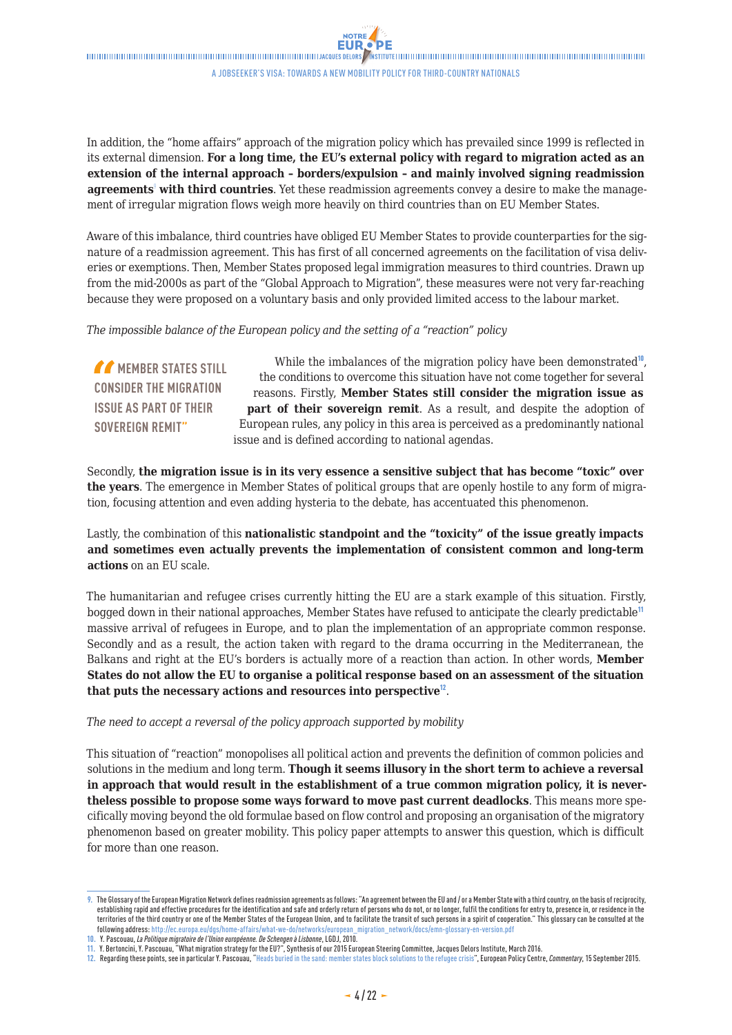In addition, the "home affairs" approach of the migration policy which has prevailed since 1999 is reflected in its external dimension. **For a long time, the EU's external policy with regard to migration acted as an extension of the internal approach – borders/expulsion – and mainly involved signing readmission agreements**[9] **with third countries**. Yet these readmission agreements convey a desire to make the management of irregular migration flows weigh more heavily on third countries than on EU Member States.

Aware of this imbalance, third countries have obliged EU Member States to provide counterparties for the signature of a readmission agreement. This has first of all concerned agreements on the facilitation of visa deliveries or exemptions. Then, Member States proposed legal immigration measures to third countries. Drawn up from the mid-2000s as part of the "Global Approach to Migration", these measures were not very far-reaching because they were proposed on a voluntary basis and only provided limited access to the labour market.

*The impossible balance of the European policy and the setting of a "reaction" policy*

> "MEMBER STATES STILL CONSIDER THE MIGRATION ISSUE AS PART OF THEIR SOVEREIGN REMIT"

While the imbalances of the migration policy have been demonstrated[10], the conditions to overcome this situation have not come together for several reasons. Firstly, **Member States still consider the migration issue as part of their sovereign remit**. As a result, and despite the adoption of European rules, any policy in this area is perceived as a predominantly national issue and is defined according to national agendas.

Secondly, **the migration issue is in its very essence a sensitive subject that has become "toxic" over the years**. The emergence in Member States of political groups that are openly hostile to any form of migration, focusing attention and even adding hysteria to the debate, has accentuated this phenomenon.

Lastly, the combination of this **nationalistic standpoint and the "toxicity" of the issue greatly impacts and sometimes even actually prevents the implementation of consistent common and long-term actions** on an EU scale.

The humanitarian and refugee crises currently hitting the EU are a stark example of this situation. Firstly, bogged down in their national approaches, Member States have refused to anticipate the clearly predictable[11] massive arrival of refugees in Europe, and to plan the implementation of an appropriate common response. Secondly and as a result, the action taken with regard to the drama occurring in the Mediterranean, the Balkans and right at the EU's borders is actually more of a reaction than action. In other words, **Member States do not allow the EU to organise a political response based on an assessment of the situation that puts the necessary actions and resources into perspective**[12].

*The need to accept a reversal of the policy approach supported by mobility*

This situation of "reaction" monopolises all political action and prevents the definition of common policies and solutions in the medium and long term. **Though it seems illusory in the short term to achieve a reversal in approach that would result in the establishment of a true common migration policy, it is nevertheless possible to propose some ways forward to move past current deadlocks**. This means more specifically moving beyond the old formulae based on flow control and proposing an organisation of the migratory phenomenon based on greater mobility. This policy paper attempts to answer this question, which is difficult for more than one reason.

---

9. The Glossary of the European Migration Network defines readmission agreements as follows: "An agreement between the EU and / or a Member State with a third country, on the basis of reciprocity, establishing rapid and effective procedures for the identification and safe and orderly return of persons who do not, or no longer, fulfil the conditions for entry to, presence in, or residence in the territories of the third country or one of the Member States of the European Union, and to facilitate the transit of such persons in a spirit of cooperation." This glossary can be consulted at the following address: http://ec.europa.eu/dgs/home-affairs/what-we-do/networks/european_migration_network/docs/emn-glossary-en-version.pdf
10. Y. Pascouau, *La Politique migratoire de l'Union européenne. De Schengen à Lisbonne*, LGDJ, 2010.
11. Y. Bertoncini, Y. Pascouau, "What migration strategy for the EU?", Synthesis of our 2015 European Steering Committee, Jacques Delors Institute, March 2016.
12. Regarding these points, see in particular Y. Pascouau, "Heads buried in the sand: member states block solutions to the refugee crisis", European Policy Centre, *Commentary*, 15 September 2015.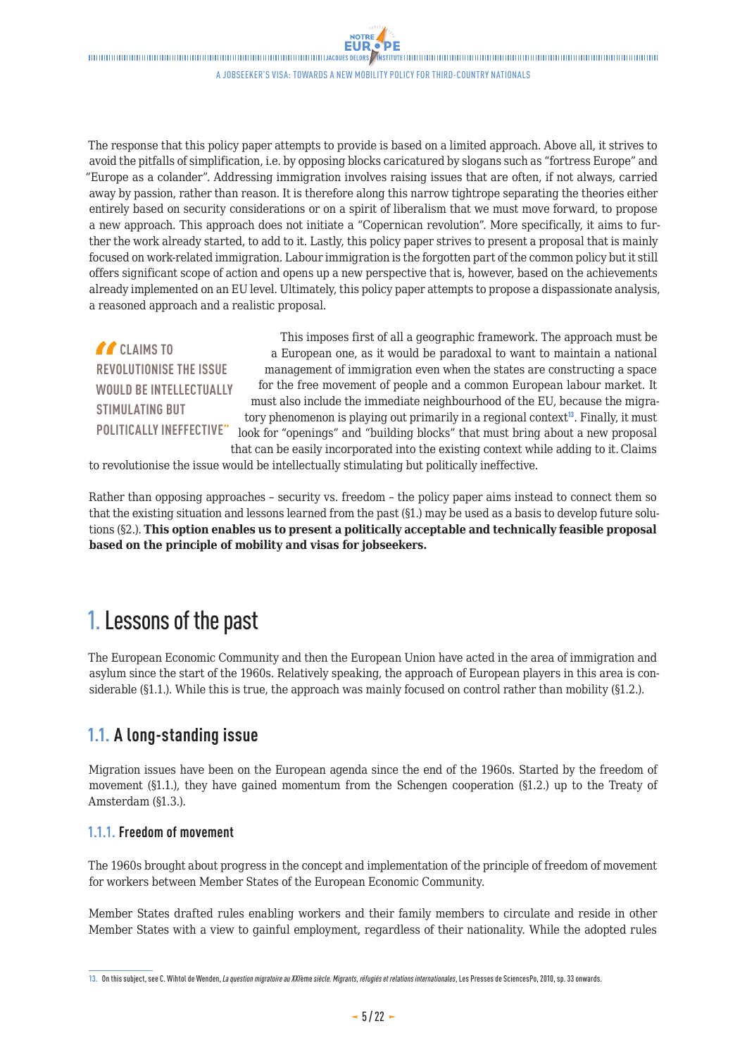The response that this policy paper attempts to provide is based on a limited approach. Above all, it strives to avoid the pitfalls of simplification, i.e. by opposing blocks caricatured by slogans such as "fortress Europe" and "Europe as a colander". Addressing immigration involves raising issues that are often, if not always, carried away by passion, rather than reason. It is therefore along this narrow tightrope separating the theories either entirely based on security considerations or on a spirit of liberalism that we must move forward, to propose a new approach. This approach does not initiate a "Copernican revolution". More specifically, it aims to further the work already started, to add to it. Lastly, this policy paper strives to present a proposal that is mainly focused on work-related immigration. Labour immigration is the forgotten part of the common policy but it still offers significant scope of action and opens up a new perspective that is, however, based on the achievements already implemented on an EU level. Ultimately, this policy paper attempts to propose a dispassionate analysis, a reasoned approach and a realistic proposal.

> "CLAIMS TO REVOLUTIONISE THE ISSUE WOULD BE INTELLECTUALLY STIMULATING BUT POLITICALLY INEFFECTIVE"

This imposes first of all a geographic framework. The approach must be a European one, as it would be paradoxal to want to maintain a national management of immigration even when the states are constructing a space for the free movement of people and a common European labour market. It must also include the immediate neighbourhood of the EU, because the migratory phenomenon is playing out primarily in a regional context[13]. Finally, it must look for "openings" and "building blocks" that must bring about a new proposal that can be easily incorporated into the existing context while adding to it. Claims to revolutionise the issue would be intellectually stimulating but politically ineffective.

Rather than opposing approaches – security vs. freedom – the policy paper aims instead to connect them so that the existing situation and lessons learned from the past (§1.) may be used as a basis to develop future solutions (§2.). **This option enables us to present a politically acceptable and technically feasible proposal based on the principle of mobility and visas for jobseekers.**

# 1. Lessons of the past

The European Economic Community and then the European Union have acted in the area of immigration and asylum since the start of the 1960s. Relatively speaking, the approach of European players in this area is considerable (§1.1.). While this is true, the approach was mainly focused on control rather than mobility (§1.2.).

## 1.1. A long-standing issue

Migration issues have been on the European agenda since the end of the 1960s. Started by the freedom of movement (§1.1.), they have gained momentum from the Schengen cooperation (§1.2.) up to the Treaty of Amsterdam (§1.3.).

### 1.1.1. Freedom of movement

The 1960s brought about progress in the concept and implementation of the principle of freedom of movement for workers between Member States of the European Economic Community.

Member States drafted rules enabling workers and their family members to circulate and reside in other Member States with a view to gainful employment, regardless of their nationality. While the adopted rules

---

13. On this subject, see C. Wihtol de Wenden, *La question migratoire au XXI*ème *siècle. Migrants, réfugiés et relations internationales*, Les Presses de SciencesPo, 2010, sp. 33 onwards.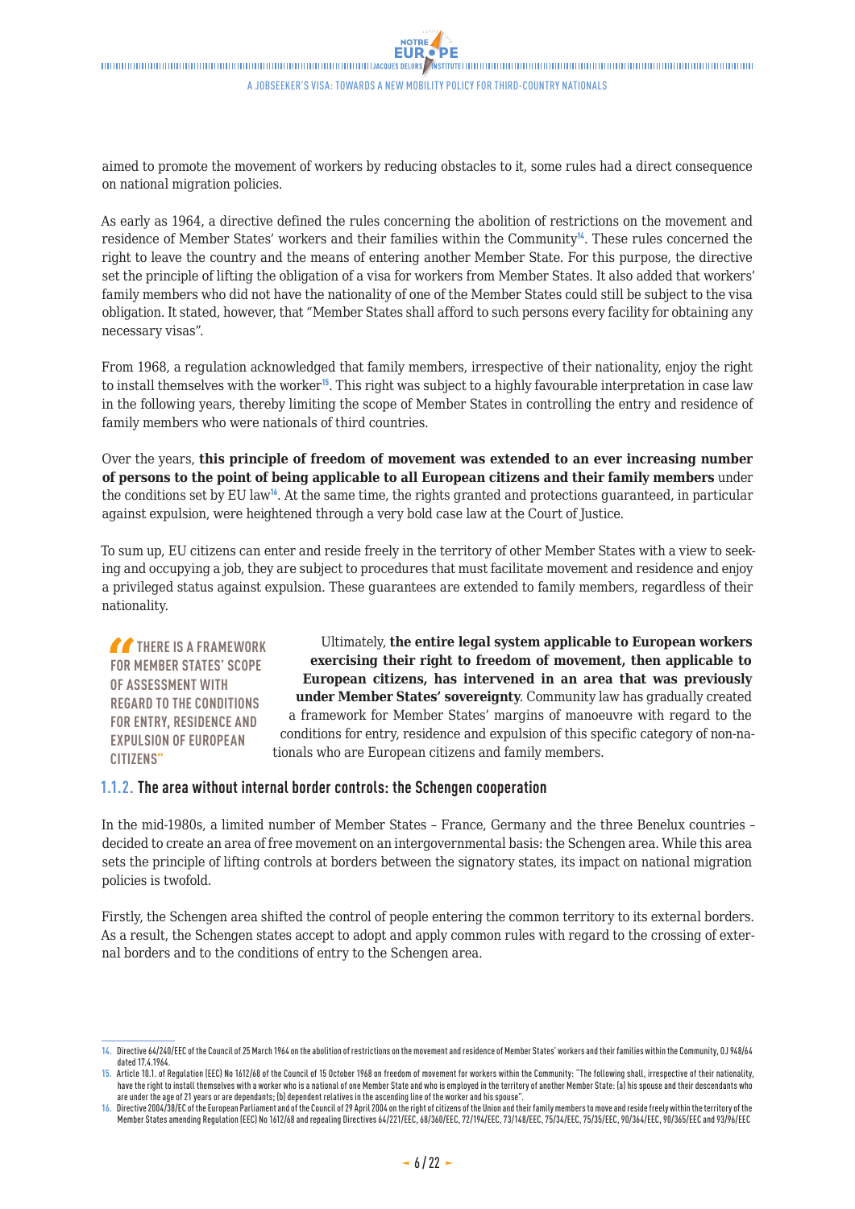aimed to promote the movement of workers by reducing obstacles to it, some rules had a direct consequence on national migration policies.

As early as 1964, a directive defined the rules concerning the abolition of restrictions on the movement and residence of Member States' workers and their families within the Community[14]. These rules concerned the right to leave the country and the means of entering another Member State. For this purpose, the directive set the principle of lifting the obligation of a visa for workers from Member States. It also added that workers' family members who did not have the nationality of one of the Member States could still be subject to the visa obligation. It stated, however, that "Member States shall afford to such persons every facility for obtaining any necessary visas".

From 1968, a regulation acknowledged that family members, irrespective of their nationality, enjoy the right to install themselves with the worker[15]. This right was subject to a highly favourable interpretation in case law in the following years, thereby limiting the scope of Member States in controlling the entry and residence of family members who were nationals of third countries.

Over the years, **this principle of freedom of movement was extended to an ever increasing number of persons to the point of being applicable to all European citizens and their family members** under the conditions set by EU law[16]. At the same time, the rights granted and protections guaranteed, in particular against expulsion, were heightened through a very bold case law at the Court of Justice.

To sum up, EU citizens can enter and reside freely in the territory of other Member States with a view to seeking and occupying a job, they are subject to procedures that must facilitate movement and residence and enjoy a privileged status against expulsion. These guarantees are extended to family members, regardless of their nationality.

"THERE IS A FRAMEWORK FOR MEMBER STATES' SCOPE OF ASSESSMENT WITH REGARD TO THE CONDITIONS FOR ENTRY, RESIDENCE AND EXPULSION OF EUROPEAN CITIZENS"

Ultimately, **the entire legal system applicable to European workers exercising their right to freedom of movement, then applicable to European citizens, has intervened in an area that was previously under Member States' sovereignty**. Community law has gradually created a framework for Member States' margins of manoeuvre with regard to the conditions for entry, residence and expulsion of this specific category of non-nationals who are European citizens and family members.

### 1.1.2. The area without internal border controls: the Schengen cooperation

In the mid-1980s, a limited number of Member States – France, Germany and the three Benelux countries – decided to create an area of free movement on an intergovernmental basis: the Schengen area. While this area sets the principle of lifting controls at borders between the signatory states, its impact on national migration policies is twofold.

Firstly, the Schengen area shifted the control of people entering the common territory to its external borders. As a result, the Schengen states accept to adopt and apply common rules with regard to the crossing of external borders and to the conditions of entry to the Schengen area.

---

14. Directive 64/240/EEC of the Council of 25 March 1964 on the abolition of restrictions on the movement and residence of Member States' workers and their families within the Community, OJ 948/64 dated 17.4.1964.

15. Article 10.1. of Regulation (EEC) No 1612/68 of the Council of 15 October 1968 on freedom of movement for workers within the Community: "The following shall, irrespective of their nationality, have the right to install themselves with a worker who is a national of one Member State and who is employed in the territory of another Member State: (a) his spouse and their descendants who are under the age of 21 years or are dependants; (b) dependent relatives in the ascending line of the worker and his spouse".

16. Directive 2004/38/EC of the European Parliament and of the Council of 29 April 2004 on the right of citizens of the Union and their family members to move and reside freely within the territory of the Member States amending Regulation (EEC) No 1612/68 and repealing Directives 64/221/EEC, 68/360/EEC, 72/194/EEC, 73/148/EEC, 75/34/EEC, 75/35/EEC, 90/364/EEC, 90/365/EEC and 93/96/EEC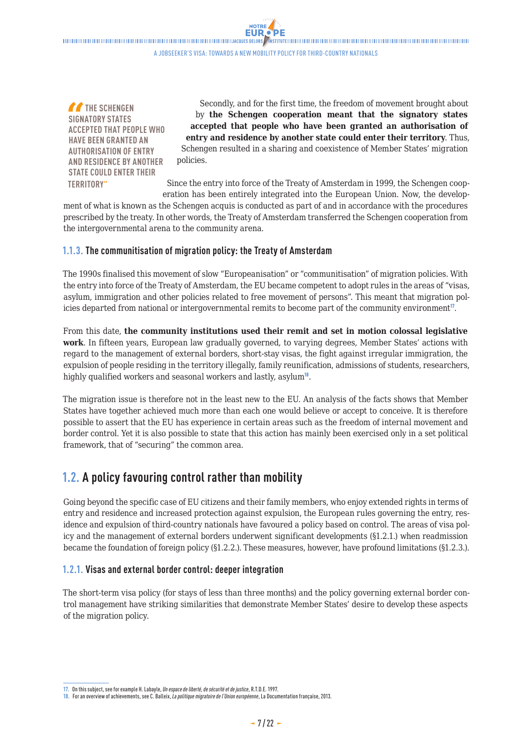> “THE SCHENGEN SIGNATORY STATES ACCEPTED THAT PEOPLE WHO HAVE BEEN GRANTED AN AUTHORISATION OF ENTRY AND RESIDENCE BY ANOTHER STATE COULD ENTER THEIR TERRITORY”

Secondly, and for the first time, the freedom of movement brought about by **the Schengen cooperation meant that the signatory states accepted that people who have been granted an authorisation of entry and residence by another state could enter their territory**. Thus, Schengen resulted in a sharing and coexistence of Member States' migration policies.

Since the entry into force of the Treaty of Amsterdam in 1999, the Schengen cooperation has been entirely integrated into the European Union. Now, the development of what is known as the Schengen acquis is conducted as part of and in accordance with the procedures prescribed by the treaty. In other words, the Treaty of Amsterdam transferred the Schengen cooperation from the intergovernmental arena to the community arena.

### 1.1.3. The communitisation of migration policy: the Treaty of Amsterdam

The 1990s finalised this movement of slow "Europeanisation" or "communitisation" of migration policies. With the entry into force of the Treaty of Amsterdam, the EU became competent to adopt rules in the areas of "visas, asylum, immigration and other policies related to free movement of persons". This meant that migration policies departed from national or intergovernmental remits to become part of the community environment[17].

From this date, **the community institutions used their remit and set in motion colossal legislative work**. In fifteen years, European law gradually governed, to varying degrees, Member States' actions with regard to the management of external borders, short-stay visas, the fight against irregular immigration, the expulsion of people residing in the territory illegally, family reunification, admissions of students, researchers, highly qualified workers and seasonal workers and lastly, asylum[18].

The migration issue is therefore not in the least new to the EU. An analysis of the facts shows that Member States have together achieved much more than each one would believe or accept to conceive. It is therefore possible to assert that the EU has experience in certain areas such as the freedom of internal movement and border control. Yet it is also possible to state that this action has mainly been exercised only in a set political framework, that of "securing" the common area.

## 1.2. A policy favouring control rather than mobility

Going beyond the specific case of EU citizens and their family members, who enjoy extended rights in terms of entry and residence and increased protection against expulsion, the European rules governing the entry, residence and expulsion of third-country nationals have favoured a policy based on control. The areas of visa policy and the management of external borders underwent significant developments (§1.2.1.) when readmission became the foundation of foreign policy (§1.2.2.). These measures, however, have profound limitations (§1.2.3.).

### 1.2.1. Visas and external border control: deeper integration

The short-term visa policy (for stays of less than three months) and the policy governing external border control management have striking similarities that demonstrate Member States' desire to develop these aspects of the migration policy.

---

17. On this subject, see for example H. Labayle, *Un espace de liberté, de sécurité et de justice*, R.T.D.E. 1997.

18. For an overview of achievements, see C. Balleix, *La politique migratoire de l'Union européenne*, La Documentation française, 2013.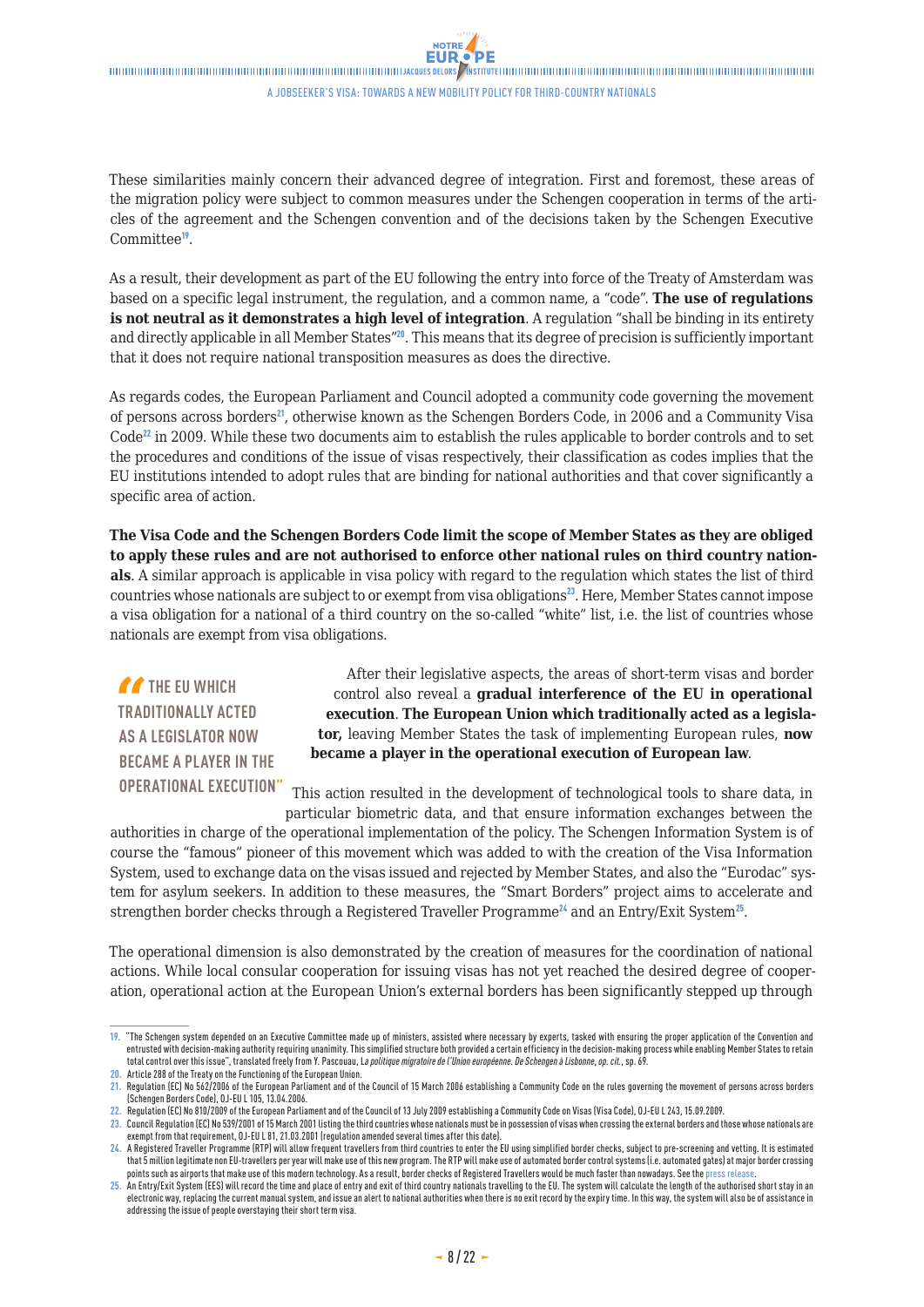These similarities mainly concern their advanced degree of integration. First and foremost, these areas of the migration policy were subject to common measures under the Schengen cooperation in terms of the articles of the agreement and the Schengen convention and of the decisions taken by the Schengen Executive Committee[19].

As a result, their development as part of the EU following the entry into force of the Treaty of Amsterdam was based on a specific legal instrument, the regulation, and a common name, a "code". **The use of regulations is not neutral as it demonstrates a high level of integration**. A regulation "shall be binding in its entirety and directly applicable in all Member States"[20]. This means that its degree of precision is sufficiently important that it does not require national transposition measures as does the directive.

As regards codes, the European Parliament and Council adopted a community code governing the movement of persons across borders[21], otherwise known as the Schengen Borders Code, in 2006 and a Community Visa Code[22] in 2009. While these two documents aim to establish the rules applicable to border controls and to set the procedures and conditions of the issue of visas respectively, their classification as codes implies that the EU institutions intended to adopt rules that are binding for national authorities and that cover significantly a specific area of action.

**The Visa Code and the Schengen Borders Code limit the scope of Member States as they are obliged to apply these rules and are not authorised to enforce other national rules on third country nationals**. A similar approach is applicable in visa policy with regard to the regulation which states the list of third countries whose nationals are subject to or exempt from visa obligations[23]. Here, Member States cannot impose a visa obligation for a national of a third country on the so-called "white" list, i.e. the list of countries whose nationals are exempt from visa obligations.

> "THE EU WHICH TRADITIONALLY ACTED AS A LEGISLATOR NOW BECAME A PLAYER IN THE OPERATIONAL EXECUTION"

After their legislative aspects, the areas of short-term visas and border control also reveal a **gradual interference of the EU in operational execution**. **The European Union which traditionally acted as a legislator,** leaving Member States the task of implementing European rules, **now became a player in the operational execution of European law**.

This action resulted in the development of technological tools to share data, in particular biometric data, and that ensure information exchanges between the authorities in charge of the operational implementation of the policy. The Schengen Information System is of course the "famous" pioneer of this movement which was added to with the creation of the Visa Information System, used to exchange data on the visas issued and rejected by Member States, and also the "Eurodac" system for asylum seekers. In addition to these measures, the "Smart Borders" project aims to accelerate and strengthen border checks through a Registered Traveller Programme[24] and an Entry/Exit System[25].

The operational dimension is also demonstrated by the creation of measures for the coordination of national actions. While local consular cooperation for issuing visas has not yet reached the desired degree of cooperation, operational action at the European Union's external borders has been significantly stepped up through

---

19. "The Schengen system depended on an Executive Committee made up of ministers, assisted where necessary by experts, tasked with ensuring the proper application of the Convention and entrusted with decision-making authority requiring unanimity. This simplified structure both provided a certain efficiency in the decision-making process while enabling Member States to retain total control over this issue", translated freely from Y. Pascouau, *La politique migratoire de l'Union européenne. De Schengen à Lisbonne*, *op. cit.*, sp. 69.
20. Article 288 of the Treaty on the Functioning of the European Union.
21. Regulation (EC) No 562/2006 of the European Parliament and of the Council of 15 March 2006 establishing a Community Code on the rules governing the movement of persons across borders (Schengen Borders Code), OJ-EU L 105, 13.04.2006.
22. Regulation (EC) No 810/2009 of the European Parliament and of the Council of 13 July 2009 establishing a Community Code on Visas (Visa Code), OJ-EU L 243, 15.09.2009.
23. Council Regulation (EC) No 539/2001 of 15 March 2001 listing the third countries whose nationals must be in possession of visas when crossing the external borders and those whose nationals are exempt from that requirement, OJ-EU L 81, 21.03.2001 (regulation amended several times after this date).
24. A Registered Traveller Programme (RTP) will allow frequent travellers from third countries to enter the EU using simplified border checks, subject to pre-screening and vetting. It is estimated that 5 million legitimate non EU-travellers per year will make use of this new program. The RTP will make use of automated border control systems (i.e. automated gates) at major border crossing points such as airports that make use of this modern technology. As a result, border checks of Registered Travellers would be much faster than nowadays. See the press release.
25. An Entry/Exit System (EES) will record the time and place of entry and exit of third country nationals travelling to the EU. The system will calculate the length of the authorised short stay in an electronic way, replacing the current manual system, and issue an alert to national authorities when there is no exit record by the expiry time. In this way, the system will also be of assistance in addressing the issue of people overstaying their short term visa.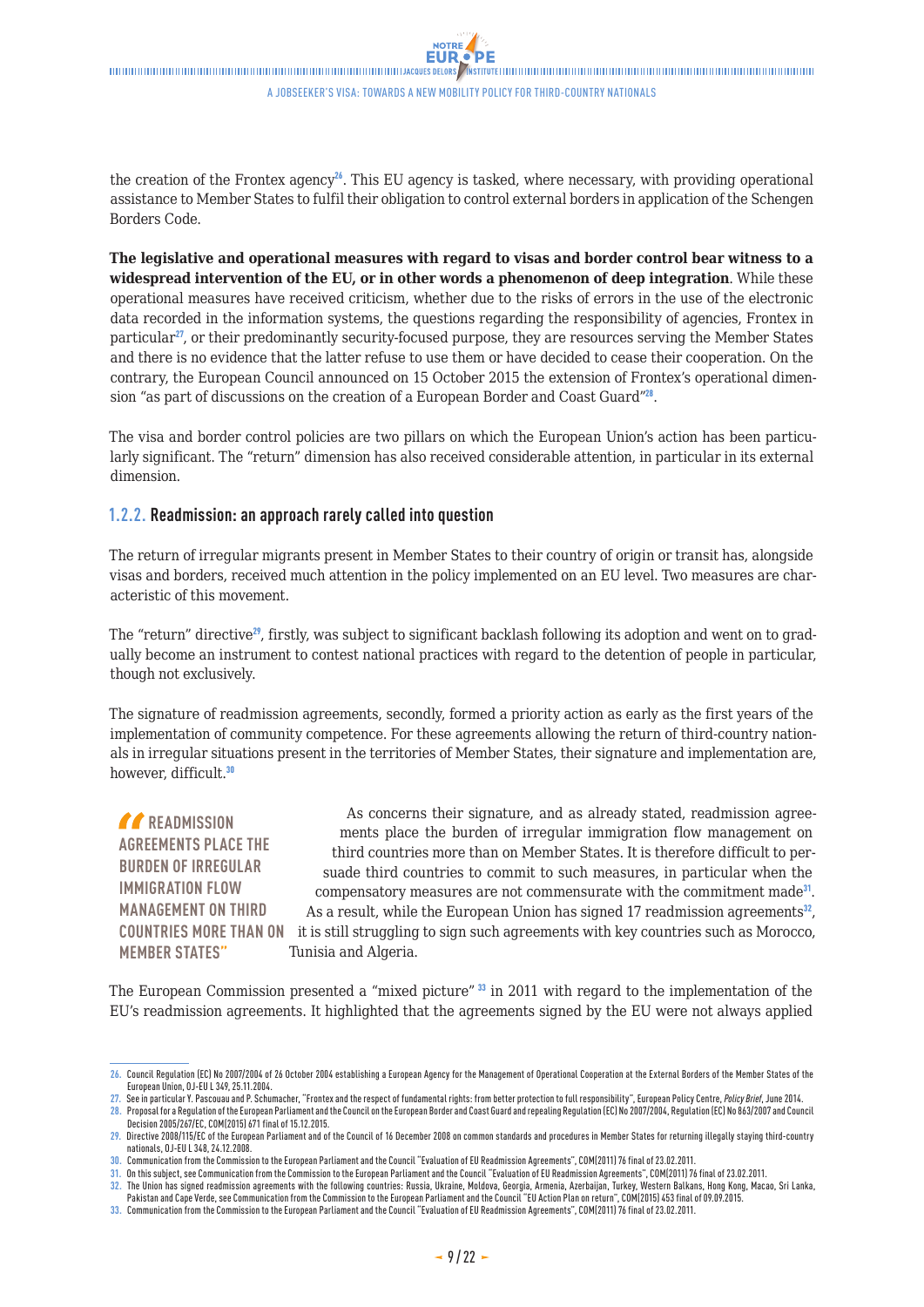the creation of the Frontex agency[26]. This EU agency is tasked, where necessary, with providing operational assistance to Member States to fulfil their obligation to control external borders in application of the Schengen Borders Code.

**The legislative and operational measures with regard to visas and border control bear witness to a widespread intervention of the EU, or in other words a phenomenon of deep integration**. While these operational measures have received criticism, whether due to the risks of errors in the use of the electronic data recorded in the information systems, the questions regarding the responsibility of agencies, Frontex in particular[27], or their predominantly security-focused purpose, they are resources serving the Member States and there is no evidence that the latter refuse to use them or have decided to cease their cooperation. On the contrary, the European Council announced on 15 October 2015 the extension of Frontex's operational dimension "as part of discussions on the creation of a European Border and Coast Guard"[28].

The visa and border control policies are two pillars on which the European Union's action has been particularly significant. The "return" dimension has also received considerable attention, in particular in its external dimension.

### 1.2.2. Readmission: an approach rarely called into question

The return of irregular migrants present in Member States to their country of origin or transit has, alongside visas and borders, received much attention in the policy implemented on an EU level. Two measures are characteristic of this movement.

The "return" directive[29], firstly, was subject to significant backlash following its adoption and went on to gradually become an instrument to contest national practices with regard to the detention of people in particular, though not exclusively.

The signature of readmission agreements, secondly, formed a priority action as early as the first years of the implementation of community competence. For these agreements allowing the return of third-country nationals in irregular situations present in the territories of Member States, their signature and implementation are, however, difficult.[30]

> **"Readmission agreements place the burden of irregular immigration flow management on third countries more than on Member States"**

As concerns their signature, and as already stated, readmission agreements place the burden of irregular immigration flow management on third countries more than on Member States. It is therefore difficult to persuade third countries to commit to such measures, in particular when the compensatory measures are not commensurate with the commitment made[31]. As a result, while the European Union has signed 17 readmission agreements[32], it is still struggling to sign such agreements with key countries such as Morocco, Tunisia and Algeria.

The European Commission presented a "mixed picture" [33] in 2011 with regard to the implementation of the EU's readmission agreements. It highlighted that the agreements signed by the EU were not always applied

---

26. Council Regulation (EC) No 2007/2004 of 26 October 2004 establishing a European Agency for the Management of Operational Cooperation at the External Borders of the Member States of the European Union, OJ-EU L 349, 25.11.2004.
27. See in particular Y. Pascouau and P. Schumacher, "Frontex and the respect of fundamental rights: from better protection to full responsibility", European Policy Centre, *Policy Brief*, June 2014.
28. Proposal for a Regulation of the European Parliament and the Council on the European Border and Coast Guard and repealing Regulation (EC) No 2007/2004, Regulation (EC) No 863/2007 and Council Decision 2005/267/EC, COM(2015) 671 final of 15.12.2015.
29. Directive 2008/115/EC of the European Parliament and of the Council of 16 December 2008 on common standards and procedures in Member States for returning illegally staying third-country nationals, OJ-EU L 348, 24.12.2008.
30. Communication from the Commission to the European Parliament and the Council "Evaluation of EU Readmission Agreements", COM(2011) 76 final of 23.02.2011.
31. On this subject, see Communication from the Commission to the European Parliament and the Council "Evaluation of EU Readmission Agreements", COM(2011) 76 final of 23.02.2011.
32. The Union has signed readmission agreements with the following countries: Russia, Ukraine, Moldova, Georgia, Armenia, Azerbaijan, Turkey, Western Balkans, Hong Kong, Macao, Sri Lanka, Pakistan and Cape Verde, see Communication from the Commission to the European Parliament and the Council "EU Action Plan on return", COM(2015) 453 final of 09.09.2015.
33. Communication from the Commission to the European Parliament and the Council "Evaluation of EU Readmission Agreements", COM(2011) 76 final of 23.02.2011.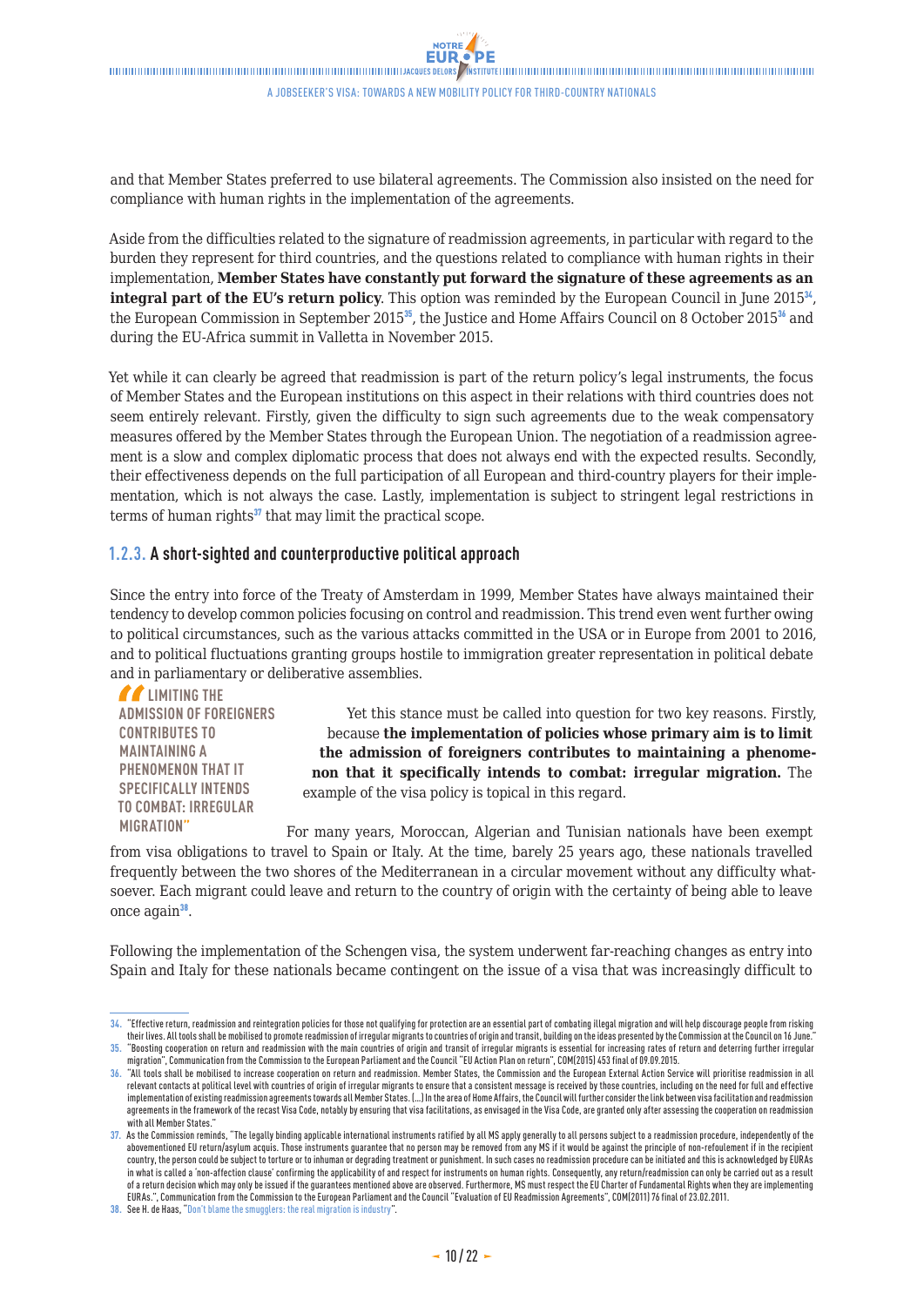and that Member States preferred to use bilateral agreements. The Commission also insisted on the need for compliance with human rights in the implementation of the agreements.

Aside from the difficulties related to the signature of readmission agreements, in particular with regard to the burden they represent for third countries, and the questions related to compliance with human rights in their implementation, **Member States have constantly put forward the signature of these agreements as an integral part of the EU's return policy**. This option was reminded by the European Council in June 2015[34], the European Commission in September 2015[35], the Justice and Home Affairs Council on 8 October 2015[36] and during the EU-Africa summit in Valletta in November 2015.

Yet while it can clearly be agreed that readmission is part of the return policy's legal instruments, the focus of Member States and the European institutions on this aspect in their relations with third countries does not seem entirely relevant. Firstly, given the difficulty to sign such agreements due to the weak compensatory measures offered by the Member States through the European Union. The negotiation of a readmission agreement is a slow and complex diplomatic process that does not always end with the expected results. Secondly, their effectiveness depends on the full participation of all European and third-country players for their implementation, which is not always the case. Lastly, implementation is subject to stringent legal restrictions in terms of human rights[37] that may limit the practical scope.

### 1.2.3. A short-sighted and counterproductive political approach

Since the entry into force of the Treaty of Amsterdam in 1999, Member States have always maintained their tendency to develop common policies focusing on control and readmission. This trend even went further owing to political circumstances, such as the various attacks committed in the USA or in Europe from 2001 to 2016, and to political fluctuations granting groups hostile to immigration greater representation in political debate and in parliamentary or deliberative assemblies.

> "LIMITING THE ADMISSION OF FOREIGNERS CONTRIBUTES TO MAINTAINING A PHENOMENON THAT IT SPECIFICALLY INTENDS TO COMBAT: IRREGULAR MIGRATION"

Yet this stance must be called into question for two key reasons. Firstly, because **the implementation of policies whose primary aim is to limit the admission of foreigners contributes to maintaining a phenomenon that it specifically intends to combat: irregular migration.** The example of the visa policy is topical in this regard.

For many years, Moroccan, Algerian and Tunisian nationals have been exempt from visa obligations to travel to Spain or Italy. At the time, barely 25 years ago, these nationals travelled frequently between the two shores of the Mediterranean in a circular movement without any difficulty whatsoever. Each migrant could leave and return to the country of origin with the certainty of being able to leave once again[38].

Following the implementation of the Schengen visa, the system underwent far-reaching changes as entry into Spain and Italy for these nationals became contingent on the issue of a visa that was increasingly difficult to

---

34. "Effective return, readmission and reintegration policies for those not qualifying for protection are an essential part of combating illegal migration and will help discourage people from risking their lives. All tools shall be mobilised to promote readmission of irregular migrants to countries of origin and transit, building on the ideas presented by the Commission at the Council on 16 June."

35. "Boosting cooperation on return and readmission with the main countries of origin and transit of irregular migrants is essential for increasing rates of return and deterring further irregular migration", Communication from the Commission to the European Parliament and the Council "EU Action Plan on return", COM(2015) 453 final of 09.09.2015.

36. "All tools shall be mobilised to increase cooperation on return and readmission. Member States, the Commission and the European External Action Service will prioritise readmission in all relevant contacts at political level with countries of origin of irregular migrants to ensure that a consistent message is received by those countries, including on the need for full and effective implementation of existing readmission agreements towards all Member States. (...) In the area of Home Affairs, the Council will further consider the link between visa facilitation and readmission agreements in the framework of the recast Visa Code, notably by ensuring that visa facilitations, as envisaged in the Visa Code, are granted only after assessing the cooperation on readmission with all Member States."

37. As the Commission reminds, "The legally binding applicable international instruments ratified by all MS apply generally to all persons subject to a readmission procedure, independently of the abovementioned EU return/asylum acquis. Those instruments guarantee that no person may be removed from any MS if it would be against the principle of non-refoulement if in the recipient country, the person could be subject to torture or to inhuman or degrading treatment or punishment. In such cases no readmission procedure can be initiated and this is acknowledged by EURAs in what is called a 'non-affection clause' confirming the applicability of and respect for instruments on human rights. Consequently, any return/readmission can only be carried out as a result of a return decision which may only be issued if the guarantees mentioned above are observed. Furthermore, MS must respect the EU Charter of Fundamental Rights when they are implementing EURAs.", Communication from the Commission to the European Parliament and the Council "Evaluation of EU Readmission Agreements", COM(2011) 76 final of 23.02.2011.

38. See H. de Haas, "Don't blame the smugglers: the real migration is industry".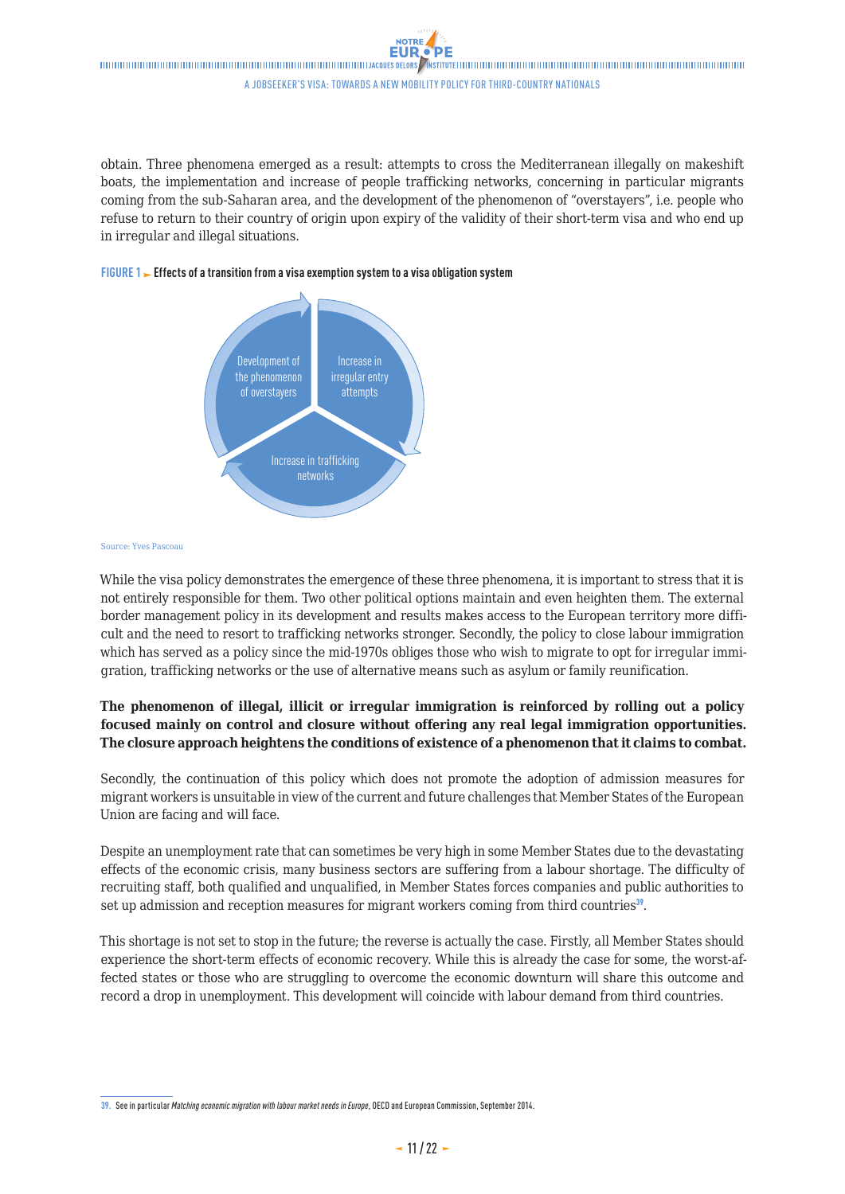obtain. Three phenomena emerged as a result: attempts to cross the Mediterranean illegally on makeshift boats, the implementation and increase of people trafficking networks, concerning in particular migrants coming from the sub-Saharan area, and the development of the phenomenon of "overstayers", i.e. people who refuse to return to their country of origin upon expiry of the validity of their short-term visa and who end up in irregular and illegal situations.

**FIGURE 1 ► Effects of a transition from a visa exemption system to a visa obligation system**

Development of the phenomenon of overstayers

Increase in irregular entry attempts

Increase in trafficking networks

Source: Yves Pascoau

While the visa policy demonstrates the emergence of these three phenomena, it is important to stress that it is not entirely responsible for them. Two other political options maintain and even heighten them. The external border management policy in its development and results makes access to the European territory more difficult and the need to resort to trafficking networks stronger. Secondly, the policy to close labour immigration which has served as a policy since the mid-1970s obliges those who wish to migrate to opt for irregular immigration, trafficking networks or the use of alternative means such as asylum or family reunification.

**The phenomenon of illegal, illicit or irregular immigration is reinforced by rolling out a policy focused mainly on control and closure without offering any real legal immigration opportunities. The closure approach heightens the conditions of existence of a phenomenon that it claims to combat.**

Secondly, the continuation of this policy which does not promote the adoption of admission measures for migrant workers is unsuitable in view of the current and future challenges that Member States of the European Union are facing and will face.

Despite an unemployment rate that can sometimes be very high in some Member States due to the devastating effects of the economic crisis, many business sectors are suffering from a labour shortage. The difficulty of recruiting staff, both qualified and unqualified, in Member States forces companies and public authorities to set up admission and reception measures for migrant workers coming from third countries[39].

This shortage is not set to stop in the future; the reverse is actually the case. Firstly, all Member States should experience the short-term effects of economic recovery. While this is already the case for some, the worst-affected states or those who are struggling to overcome the economic downturn will share this outcome and record a drop in unemployment. This development will coincide with labour demand from third countries.

39. See in particular *Matching economic migration with labour market needs in Europe*, OECD and European Commission, September 2014.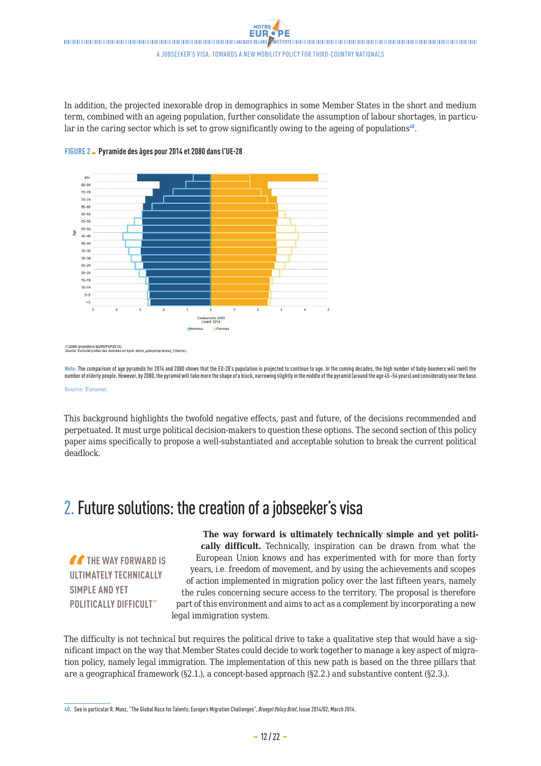In addition, the projected inexorable drop in demographics in some Member States in the short and medium term, combined with an ageing population, further consolidate the assumption of labour shortages, in particular in the caring sector which is set to grow significantly owing to the ageing of populations[40].

FIGURE 2 ► Pyramide des âges pour 2014 et 2080 dans l'UE-28

(*) 2080: projections (EUROPOP2013).
Source: Eurostat (codes des données en ligne: demo_pjangroup et proj_13npms)

Note: The comparison of age pyramids for 2014 and 2080 shows that the EU-28's population is projected to continue to age. In the coming decades, the high number of baby-boomers will swell the number of elderly people. However, by 2080, the pyramid will take more the shape of a block, narrowing slightly in the middle of the pyramid (around the age 45–54 years) and considerably near the base.

Source: Eurostat.

This background highlights the twofold negative effects, past and future, of the decisions recommended and perpetuated. It must urge political decision-makers to question these options. The second section of this policy paper aims specifically to propose a well-substantiated and acceptable solution to break the current political deadlock.

## 2. Future solutions: the creation of a jobseeker's visa

> "THE WAY FORWARD IS ULTIMATELY TECHNICALLY SIMPLE AND YET POLITICALLY DIFFICULT"

**The way forward is ultimately technically simple and yet politically difficult.** Technically, inspiration can be drawn from what the European Union knows and has experimented with for more than forty years, i.e. freedom of movement, and by using the achievements and scopes of action implemented in migration policy over the last fifteen years, namely the rules concerning secure access to the territory. The proposal is therefore part of this environment and aims to act as a complement by incorporating a new legal immigration system.

The difficulty is not technical but requires the political drive to take a qualitative step that would have a significant impact on the way that Member States could decide to work together to manage a key aspect of migration policy, namely legal immigration. The implementation of this new path is based on the three pillars that are a geographical framework (§2.1.), a concept-based approach (§2.2.) and substantive content (§2.3.).

40. See in particular R. Munz, "The Global Race for Talents: Europe's Migration Challenges", *Bruegel Policy Brief*, Issue 2014/02, March 2014.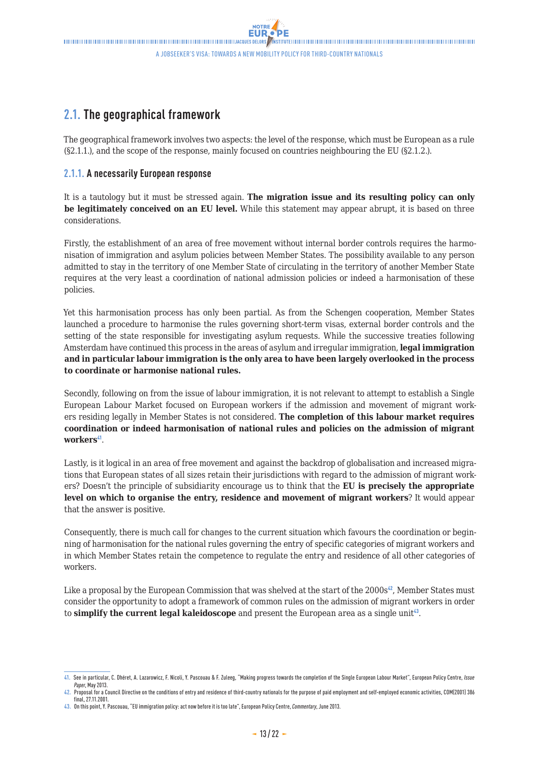## 2.1. The geographical framework

The geographical framework involves two aspects: the level of the response, which must be European as a rule (§2.1.1.), and the scope of the response, mainly focused on countries neighbouring the EU (§2.1.2.).

### 2.1.1. A necessarily European response

It is a tautology but it must be stressed again. **The migration issue and its resulting policy can only be legitimately conceived on an EU level.** While this statement may appear abrupt, it is based on three considerations.

Firstly, the establishment of an area of free movement without internal border controls requires the harmonisation of immigration and asylum policies between Member States. The possibility available to any person admitted to stay in the territory of one Member State of circulating in the territory of another Member State requires at the very least a coordination of national admission policies or indeed a harmonisation of these policies.

Yet this harmonisation process has only been partial. As from the Schengen cooperation, Member States launched a procedure to harmonise the rules governing short-term visas, external border controls and the setting of the state responsible for investigating asylum requests. While the successive treaties following Amsterdam have continued this process in the areas of asylum and irregular immigration, **legal immigration and in particular labour immigration is the only area to have been largely overlooked in the process to coordinate or harmonise national rules.**

Secondly, following on from the issue of labour immigration, it is not relevant to attempt to establish a Single European Labour Market focused on European workers if the admission and movement of migrant workers residing legally in Member States is not considered. **The completion of this labour market requires coordination or indeed harmonisation of national rules and policies on the admission of migrant workers**[41].

Lastly, is it logical in an area of free movement and against the backdrop of globalisation and increased migrations that European states of all sizes retain their jurisdictions with regard to the admission of migrant workers? Doesn't the principle of subsidiarity encourage us to think that the **EU is precisely the appropriate level on which to organise the entry, residence and movement of migrant workers**? It would appear that the answer is positive.

Consequently, there is much call for changes to the current situation which favours the coordination or beginning of harmonisation for the national rules governing the entry of specific categories of migrant workers and in which Member States retain the competence to regulate the entry and residence of all other categories of workers.

Like a proposal by the European Commission that was shelved at the start of the 2000s[42], Member States must consider the opportunity to adopt a framework of common rules on the admission of migrant workers in order to **simplify the current legal kaleidoscope** and present the European area as a single unit[43].

---

41. See in particular, C. Dhéret, A. Lazarowicz, F. Nicoli, Y. Pascouau & F. Zuleeg, "Making progress towards the completion of the Single European Labour Market", European Policy Centre, *Issue Paper*, May 2013.

42. Proposal for a Council Directive on the conditions of entry and residence of third-country nationals for the purpose of paid employment and self-employed economic activities, COM(2001) 386 final, 27.11.2001.

43. On this point, Y. Pascouau, "EU immigration policy: act now before it is too late", European Policy Centre, *Commentary*, June 2013.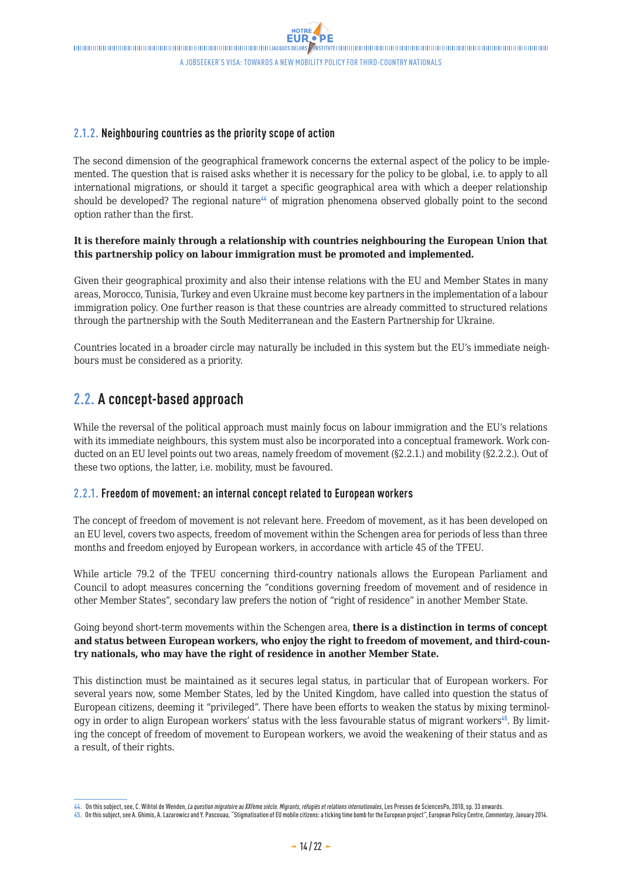### 2.1.2. Neighbouring countries as the priority scope of action

The second dimension of the geographical framework concerns the external aspect of the policy to be implemented. The question that is raised asks whether it is necessary for the policy to be global, i.e. to apply to all international migrations, or should it target a specific geographical area with which a deeper relationship should be developed? The regional nature[44] of migration phenomena observed globally point to the second option rather than the first.

**It is therefore mainly through a relationship with countries neighbouring the European Union that this partnership policy on labour immigration must be promoted and implemented.**

Given their geographical proximity and also their intense relations with the EU and Member States in many areas, Morocco, Tunisia, Turkey and even Ukraine must become key partners in the implementation of a labour immigration policy. One further reason is that these countries are already committed to structured relations through the partnership with the South Mediterranean and the Eastern Partnership for Ukraine.

Countries located in a broader circle may naturally be included in this system but the EU's immediate neighbours must be considered as a priority.

## 2.2. A concept-based approach

While the reversal of the political approach must mainly focus on labour immigration and the EU's relations with its immediate neighbours, this system must also be incorporated into a conceptual framework. Work conducted on an EU level points out two areas, namely freedom of movement (§2.2.1.) and mobility (§2.2.2.). Out of these two options, the latter, i.e. mobility, must be favoured.

### 2.2.1. Freedom of movement: an internal concept related to European workers

The concept of freedom of movement is not relevant here. Freedom of movement, as it has been developed on an EU level, covers two aspects, freedom of movement within the Schengen area for periods of less than three months and freedom enjoyed by European workers, in accordance with article 45 of the TFEU.

While article 79.2 of the TFEU concerning third-country nationals allows the European Parliament and Council to adopt measures concerning the "conditions governing freedom of movement and of residence in other Member States", secondary law prefers the notion of "right of residence" in another Member State.

Going beyond short-term movements within the Schengen area, **there is a distinction in terms of concept and status between European workers, who enjoy the right to freedom of movement, and third-country nationals, who may have the right of residence in another Member State.**

This distinction must be maintained as it secures legal status, in particular that of European workers. For several years now, some Member States, led by the United Kingdom, have called into question the status of European citizens, deeming it "privileged". There have been efforts to weaken the status by mixing terminology in order to align European workers' status with the less favourable status of migrant workers[45]. By limiting the concept of freedom of movement to European workers, we avoid the weakening of their status and as a result, of their rights.

---

44. On this subject, see, C. Wihtol de Wenden, *La question migratoire au XXIème siècle. Migrants, réfugiés et relations internationales*, Les Presses de SciencesPo, 2010, sp. 33 onwards.
45. On this subject, see A. Ghimis, A. Lazarowicz and Y. Pascouau, "Stigmatisation of EU mobile citizens: a ticking time bomb for the European project", European Policy Centre, *Commentary*, January 2014.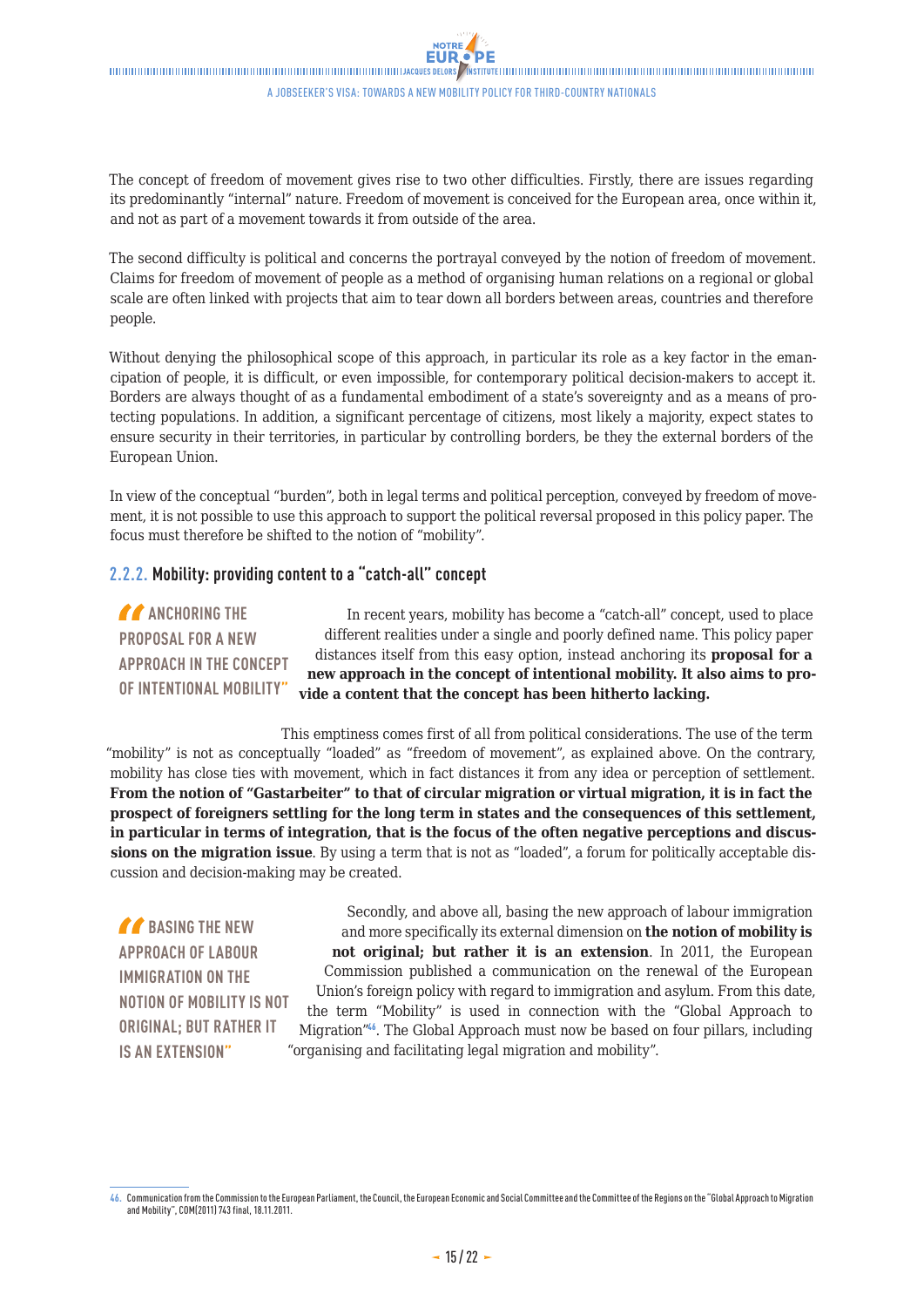The concept of freedom of movement gives rise to two other difficulties. Firstly, there are issues regarding its predominantly "internal" nature. Freedom of movement is conceived for the European area, once within it, and not as part of a movement towards it from outside of the area.

The second difficulty is political and concerns the portrayal conveyed by the notion of freedom of movement. Claims for freedom of movement of people as a method of organising human relations on a regional or global scale are often linked with projects that aim to tear down all borders between areas, countries and therefore people.

Without denying the philosophical scope of this approach, in particular its role as a key factor in the emancipation of people, it is difficult, or even impossible, for contemporary political decision-makers to accept it. Borders are always thought of as a fundamental embodiment of a state's sovereignty and as a means of protecting populations. In addition, a significant percentage of citizens, most likely a majority, expect states to ensure security in their territories, in particular by controlling borders, be they the external borders of the European Union.

In view of the conceptual "burden", both in legal terms and political perception, conveyed by freedom of movement, it is not possible to use this approach to support the political reversal proposed in this policy paper. The focus must therefore be shifted to the notion of "mobility".

### 2.2.2. Mobility: providing content to a "catch-all" concept

> "ANCHORING THE PROPOSAL FOR A NEW APPROACH IN THE CONCEPT OF INTENTIONAL MOBILITY"

In recent years, mobility has become a "catch-all" concept, used to place different realities under a single and poorly defined name. This policy paper distances itself from this easy option, instead anchoring its **proposal for a new approach in the concept of intentional mobility. It also aims to provide a content that the concept has been hitherto lacking.**

This emptiness comes first of all from political considerations. The use of the term "mobility" is not as conceptually "loaded" as "freedom of movement", as explained above. On the contrary, mobility has close ties with movement, which in fact distances it from any idea or perception of settlement. **From the notion of "Gastarbeiter" to that of circular migration or virtual migration, it is in fact the prospect of foreigners settling for the long term in states and the consequences of this settlement, in particular in terms of integration, that is the focus of the often negative perceptions and discussions on the migration issue**. By using a term that is not as "loaded", a forum for politically acceptable discussion and decision-making may be created.

> "BASING THE NEW APPROACH OF LABOUR IMMIGRATION ON THE NOTION OF MOBILITY IS NOT ORIGINAL; BUT RATHER IT IS AN EXTENSION"

Secondly, and above all, basing the new approach of labour immigration and more specifically its external dimension on **the notion of mobility is not original; but rather it is an extension**. In 2011, the European Commission published a communication on the renewal of the European Union's foreign policy with regard to immigration and asylum. From this date, the term "Mobility" is used in connection with the "Global Approach to Migration"[46]. The Global Approach must now be based on four pillars, including "organising and facilitating legal migration and mobility".

---

46. Communication from the Commission to the European Parliament, the Council, the European Economic and Social Committee and the Committee of the Regions on the "Global Approach to Migration and Mobility", COM(2011) 743 final, 18.11.2011.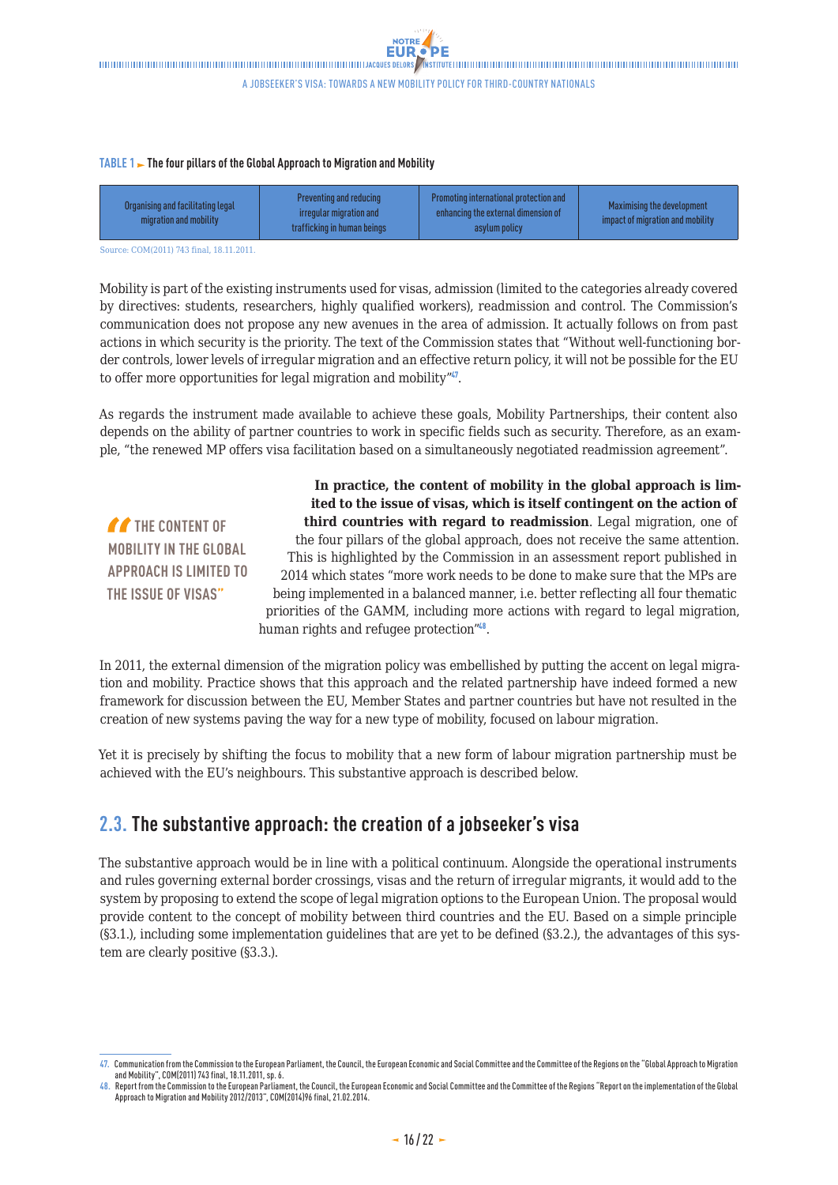**TABLE 1 ► The four pillars of the Global Approach to Migration and Mobility**

| Organising and facilitating legal migration and mobility | Preventing and reducing irregular migration and trafficking in human beings | Promoting international protection and enhancing the external dimension of asylum policy | Maximising the development impact of migration and mobility |
|---|---|---|---|

Source: COM(2011) 743 final, 18.11.2011.

Mobility is part of the existing instruments used for visas, admission (limited to the categories already covered by directives: students, researchers, highly qualified workers), readmission and control. The Commission's communication does not propose any new avenues in the area of admission. It actually follows on from past actions in which security is the priority. The text of the Commission states that "Without well-functioning border controls, lower levels of irregular migration and an effective return policy, it will not be possible for the EU to offer more opportunities for legal migration and mobility"[47].

As regards the instrument made available to achieve these goals, Mobility Partnerships, their content also depends on the ability of partner countries to work in specific fields such as security. Therefore, as an example, "the renewed MP offers visa facilitation based on a simultaneously negotiated readmission agreement".

> "THE CONTENT OF MOBILITY IN THE GLOBAL APPROACH IS LIMITED TO THE ISSUE OF VISAS"

**In practice, the content of mobility in the global approach is limited to the issue of visas, which is itself contingent on the action of third countries with regard to readmission**. Legal migration, one of the four pillars of the global approach, does not receive the same attention. This is highlighted by the Commission in an assessment report published in 2014 which states "more work needs to be done to make sure that the MPs are being implemented in a balanced manner, i.e. better reflecting all four thematic priorities of the GAMM, including more actions with regard to legal migration, human rights and refugee protection"[48].

In 2011, the external dimension of the migration policy was embellished by putting the accent on legal migration and mobility. Practice shows that this approach and the related partnership have indeed formed a new framework for discussion between the EU, Member States and partner countries but have not resulted in the creation of new systems paving the way for a new type of mobility, focused on labour migration.

Yet it is precisely by shifting the focus to mobility that a new form of labour migration partnership must be achieved with the EU's neighbours. This substantive approach is described below.

## 2.3. The substantive approach: the creation of a jobseeker's visa

The substantive approach would be in line with a political continuum. Alongside the operational instruments and rules governing external border crossings, visas and the return of irregular migrants, it would add to the system by proposing to extend the scope of legal migration options to the European Union. The proposal would provide content to the concept of mobility between third countries and the EU. Based on a simple principle (§3.1.), including some implementation guidelines that are yet to be defined (§3.2.), the advantages of this system are clearly positive (§3.3.).

---

47. Communication from the Commission to the European Parliament, the Council, the European Economic and Social Committee and the Committee of the Regions on the "Global Approach to Migration and Mobility", COM(2011) 743 final, 18.11.2011, sp. 6.

48. Report from the Commission to the European Parliament, the Council, the European Economic and Social Committee and the Committee of the Regions "Report on the implementation of the Global Approach to Migration and Mobility 2012/2013", COM(2014)96 final, 21.02.2014.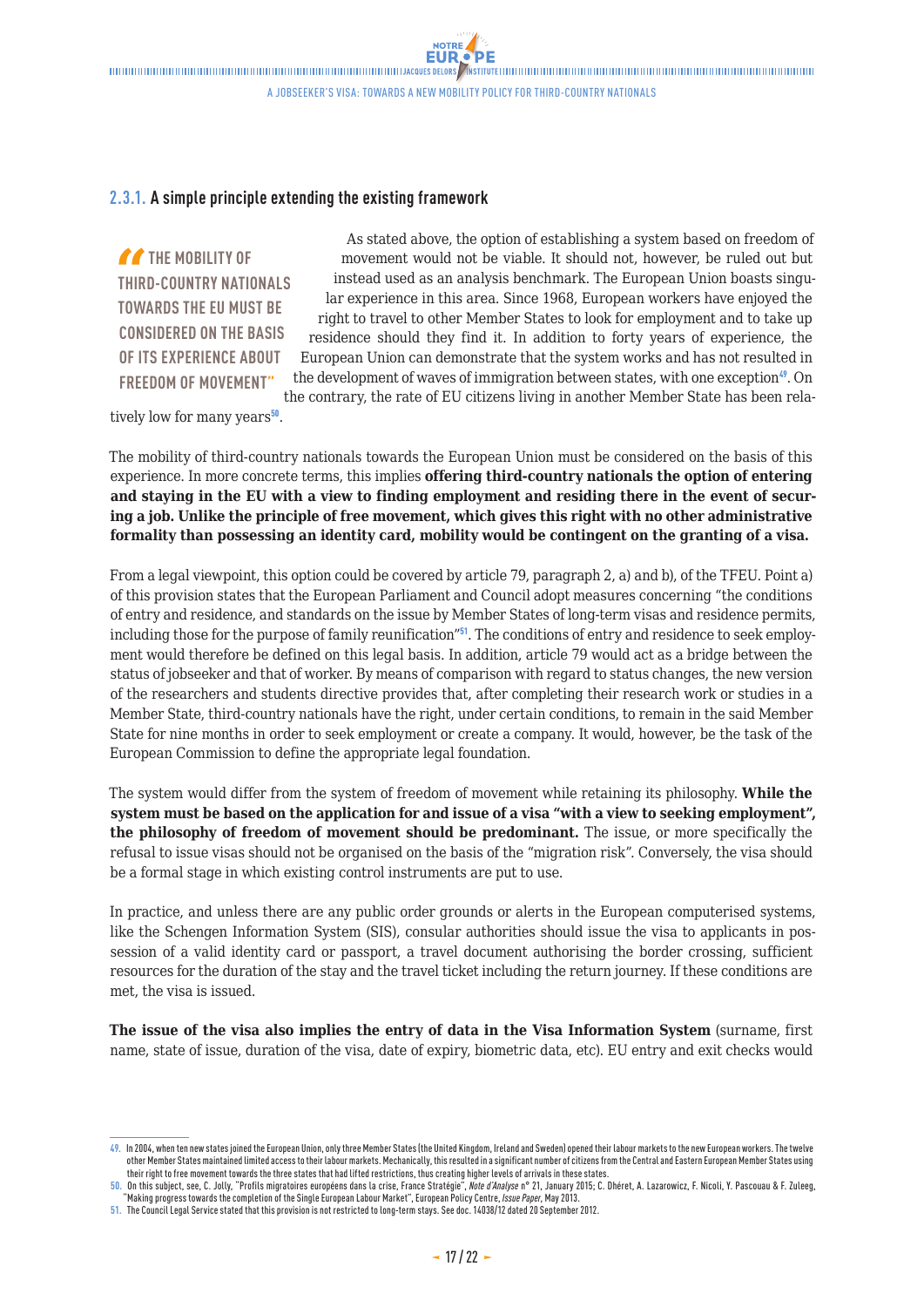### 2.3.1. A simple principle extending the existing framework

> "The mobility of third-country nationals towards the EU must be considered on the basis of its experience about freedom of movement"

As stated above, the option of establishing a system based on freedom of movement would not be viable. It should not, however, be ruled out but instead used as an analysis benchmark. The European Union boasts singular experience in this area. Since 1968, European workers have enjoyed the right to travel to other Member States to look for employment and to take up residence should they find it. In addition to forty years of experience, the European Union can demonstrate that the system works and has not resulted in the development of waves of immigration between states, with one exception[49]. On the contrary, the rate of EU citizens living in another Member State has been relatively low for many years[50].

The mobility of third-country nationals towards the European Union must be considered on the basis of this experience. In more concrete terms, this implies **offering third-country nationals the option of entering and staying in the EU with a view to finding employment and residing there in the event of securing a job. Unlike the principle of free movement, which gives this right with no other administrative formality than possessing an identity card, mobility would be contingent on the granting of a visa.**

From a legal viewpoint, this option could be covered by article 79, paragraph 2, a) and b), of the TFEU. Point a) of this provision states that the European Parliament and Council adopt measures concerning "the conditions of entry and residence, and standards on the issue by Member States of long-term visas and residence permits, including those for the purpose of family reunification"[51]. The conditions of entry and residence to seek employment would therefore be defined on this legal basis. In addition, article 79 would act as a bridge between the status of jobseeker and that of worker. By means of comparison with regard to status changes, the new version of the researchers and students directive provides that, after completing their research work or studies in a Member State, third-country nationals have the right, under certain conditions, to remain in the said Member State for nine months in order to seek employment or create a company. It would, however, be the task of the European Commission to define the appropriate legal foundation.

The system would differ from the system of freedom of movement while retaining its philosophy. **While the system must be based on the application for and issue of a visa "with a view to seeking employment", the philosophy of freedom of movement should be predominant.** The issue, or more specifically the refusal to issue visas should not be organised on the basis of the "migration risk". Conversely, the visa should be a formal stage in which existing control instruments are put to use.

In practice, and unless there are any public order grounds or alerts in the European computerised systems, like the Schengen Information System (SIS), consular authorities should issue the visa to applicants in possession of a valid identity card or passport, a travel document authorising the border crossing, sufficient resources for the duration of the stay and the travel ticket including the return journey. If these conditions are met, the visa is issued.

**The issue of the visa also implies the entry of data in the Visa Information System** (surname, first name, state of issue, duration of the visa, date of expiry, biometric data, etc). EU entry and exit checks would

---

49. In 2004, when ten new states joined the European Union, only three Member States (the United Kingdom, Ireland and Sweden) opened their labour markets to the new European workers. The twelve other Member States maintained limited access to their labour markets. Mechanically, this resulted in a significant number of citizens from the Central and Eastern European Member States using their right to free movement towards the three states that had lifted restrictions, thus creating higher levels of arrivals in these states.

50. On this subject, see, C. Jolly, "Profils migratoires européens dans la crise, France Stratégie", *Note d'Analyse* n° 21, January 2015; C. Dhéret, A. Lazarowicz, F. Nicoli, Y. Pascouau & F. Zuleeg, "Making progress towards the completion of the Single European Labour Market", European Policy Centre, *Issue Paper*, May 2013.

51. The Council Legal Service stated that this provision is not restricted to long-term stays. See doc. 14038/12 dated 20 September 2012.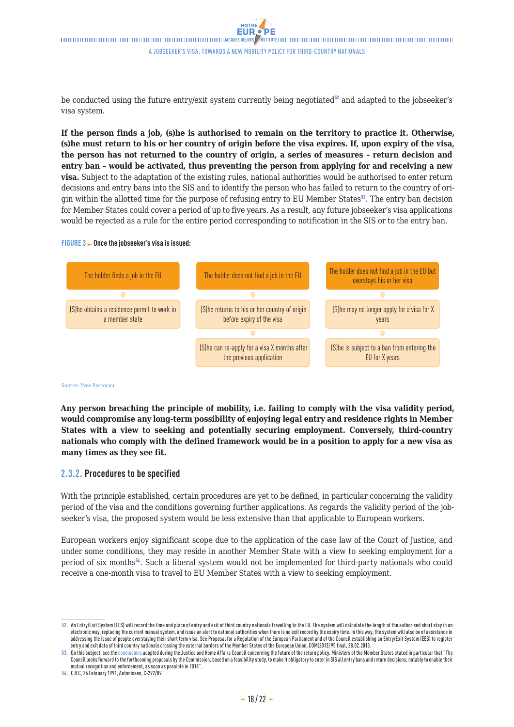be conducted using the future entry/exit system currently being negotiated[52] and adapted to the jobseeker's visa system.

**If the person finds a job, (s)he is authorised to remain on the territory to practice it. Otherwise, (s)he must return to his or her country of origin before the visa expires. If, upon expiry of the visa, the person has not returned to the country of origin, a series of measures – return decision and entry ban – would be activated, thus preventing the person from applying for and receiving a new visa.** Subject to the adaptation of the existing rules, national authorities would be authorised to enter return decisions and entry bans into the SIS and to identify the person who has failed to return to the country of origin within the allotted time for the purpose of refusing entry to EU Member States[53]. The entry ban decision for Member States could cover a period of up to five years. As a result, any future jobseeker's visa applications would be rejected as a rule for the entire period corresponding to notification in the SIS or to the entry ban.

**FIGURE 3 ► Once the jobseeker's visa is issued:**

| The holder finds a job in the EU | The holder does not find a job in the EU | The holder does not find a job in the EU but overstays his or her visa |
|---|---|---|
| (S)he obtains a residence permit to work in a member state | (S)he returns to his or her country of origin before expiry of the visa | (S)he may no longer apply for a visa for X years |
| | (S)he can re-apply for a visa X months after the previous application | (S)he is subject to a ban from entering the EU for X years |

Source: Yves Pascouau.

**Any person breaching the principle of mobility, i.e. failing to comply with the visa validity period, would compromise any long-term possibility of enjoying legal entry and residence rights in Member States with a view to seeking and potentially securing employment. Conversely, third-country nationals who comply with the defined framework would be in a position to apply for a new visa as many times as they see fit.**

### 2.3.2. Procedures to be specified

With the principle established, certain procedures are yet to be defined, in particular concerning the validity period of the visa and the conditions governing further applications. As regards the validity period of the jobseeker's visa, the proposed system would be less extensive than that applicable to European workers.

European workers enjoy significant scope due to the application of the case law of the Court of Justice, and under some conditions, they may reside in another Member State with a view to seeking employment for a period of six months[54]. Such a liberal system would not be implemented for third-party nationals who could receive a one-month visa to travel to EU Member States with a view to seeking employment.

---

52. An Entry/Exit System (EES) will record the time and place of entry and exit of third country nationals travelling to the EU. The system will calculate the length of the authorised short stay in an electronic way, replacing the current manual system, and issue an alert to national authorities when there is no exit record by the expiry time. In this way, the system will also be of assistance in addressing the issue of people overstaying their short term visa. See Proposal for a Regulation of the European Parliament and of the Council establishing an Entry/Exit System (EES) to register entry and exit data of third country nationals crossing the external borders of the Member States of the European Union, COM(2013) 95 final, 28.02.2013.

53. On this subject, see the conclusions adopted during the Justice and Home Affairs Council concerning the future of the return policy. Ministers of the Member States stated in particular that "The Council looks forward to the forthcoming proposals by the Commission, based on a feasibility study, to make it obligatory to enter in SIS all entry bans and return decisions, notably to enable their mutual recognition and enforcement, as soon as possible in 2016".

54. CJEC, 26 February 1991, Antonissen, C-292/89.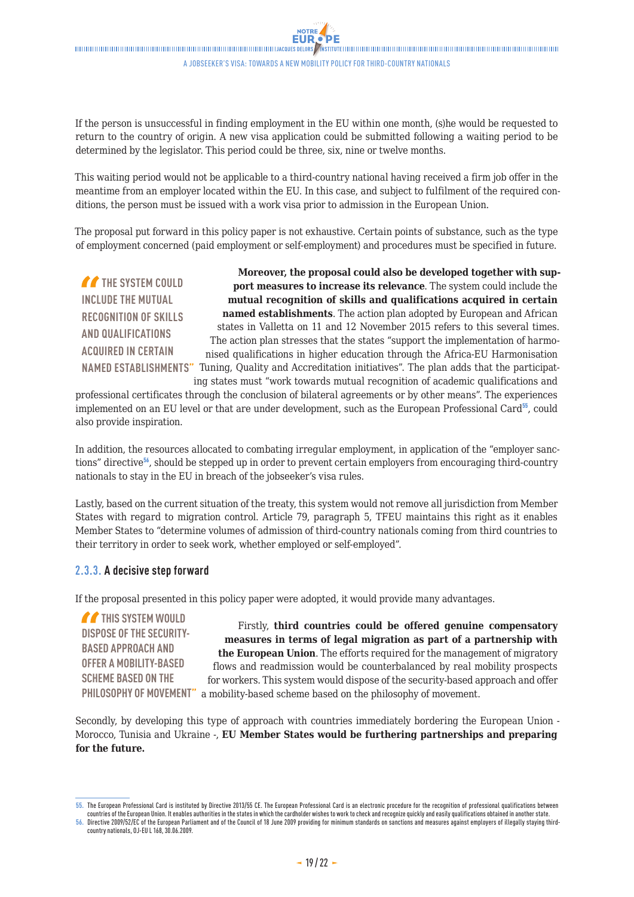If the person is unsuccessful in finding employment in the EU within one month, (s)he would be requested to return to the country of origin. A new visa application could be submitted following a waiting period to be determined by the legislator. This period could be three, six, nine or twelve months.

This waiting period would not be applicable to a third-country national having received a firm job offer in the meantime from an employer located within the EU. In this case, and subject to fulfilment of the required conditions, the person must be issued with a work visa prior to admission in the European Union.

The proposal put forward in this policy paper is not exhaustive. Certain points of substance, such as the type of employment concerned (paid employment or self-employment) and procedures must be specified in future.

> "THE SYSTEM COULD INCLUDE THE MUTUAL RECOGNITION OF SKILLS AND QUALIFICATIONS ACQUIRED IN CERTAIN NAMED ESTABLISHMENTS"

**Moreover, the proposal could also be developed together with support measures to increase its relevance**. The system could include the **mutual recognition of skills and qualifications acquired in certain named establishments**. The action plan adopted by European and African states in Valletta on 11 and 12 November 2015 refers to this several times. The action plan stresses that the states "support the implementation of harmonised qualifications in higher education through the Africa-EU Harmonisation Tuning, Quality and Accreditation initiatives". The plan adds that the participating states must "work towards mutual recognition of academic qualifications and professional certificates through the conclusion of bilateral agreements or by other means". The experiences implemented on an EU level or that are under development, such as the European Professional Card[55], could also provide inspiration.

In addition, the resources allocated to combating irregular employment, in application of the "employer sanctions" directive[56], should be stepped up in order to prevent certain employers from encouraging third-country nationals to stay in the EU in breach of the jobseeker's visa rules.

Lastly, based on the current situation of the treaty, this system would not remove all jurisdiction from Member States with regard to migration control. Article 79, paragraph 5, TFEU maintains this right as it enables Member States to "determine volumes of admission of third-country nationals coming from third countries to their territory in order to seek work, whether employed or self-employed".

### 2.3.3. A decisive step forward

If the proposal presented in this policy paper were adopted, it would provide many advantages.

> "THIS SYSTEM WOULD DISPOSE OF THE SECURITY-BASED APPROACH AND OFFER A MOBILITY-BASED SCHEME BASED ON THE PHILOSOPHY OF MOVEMENT"

Firstly, **third countries could be offered genuine compensatory measures in terms of legal migration as part of a partnership with the European Union**. The efforts required for the management of migratory flows and readmission would be counterbalanced by real mobility prospects for workers. This system would dispose of the security-based approach and offer a mobility-based scheme based on the philosophy of movement.

Secondly, by developing this type of approach with countries immediately bordering the European Union - Morocco, Tunisia and Ukraine -, **EU Member States would be furthering partnerships and preparing for the future.**

---

55. The European Professional Card is instituted by Directive 2013/55 CE. The European Professional Card is an electronic procedure for the recognition of professional qualifications between countries of the European Union. It enables authorities in the states in which the cardholder wishes to work to check and recognize quickly and easily qualifications obtained in another state.
56. Directive 2009/52/EC of the European Parliament and of the Council of 18 June 2009 providing for minimum standards on sanctions and measures against employers of illegally staying third-country nationals, OJ-EU L 168, 30.06.2009.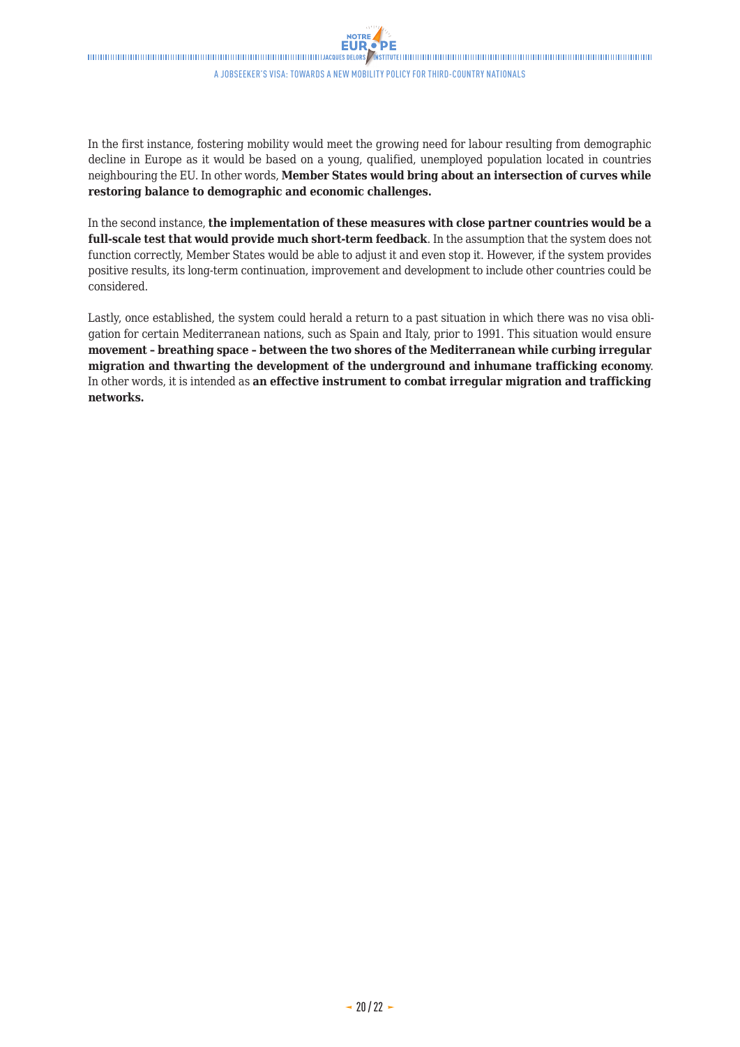In the first instance, fostering mobility would meet the growing need for labour resulting from demographic decline in Europe as it would be based on a young, qualified, unemployed population located in countries neighbouring the EU. In other words, **Member States would bring about an intersection of curves while restoring balance to demographic and economic challenges.**

In the second instance, **the implementation of these measures with close partner countries would be a full-scale test that would provide much short-term feedback**. In the assumption that the system does not function correctly, Member States would be able to adjust it and even stop it. However, if the system provides positive results, its long-term continuation, improvement and development to include other countries could be considered.

Lastly, once established, the system could herald a return to a past situation in which there was no visa obligation for certain Mediterranean nations, such as Spain and Italy, prior to 1991. This situation would ensure **movement – breathing space – between the two shores of the Mediterranean while curbing irregular migration and thwarting the development of the underground and inhumane trafficking economy**. In other words, it is intended as **an effective instrument to combat irregular migration and trafficking networks.**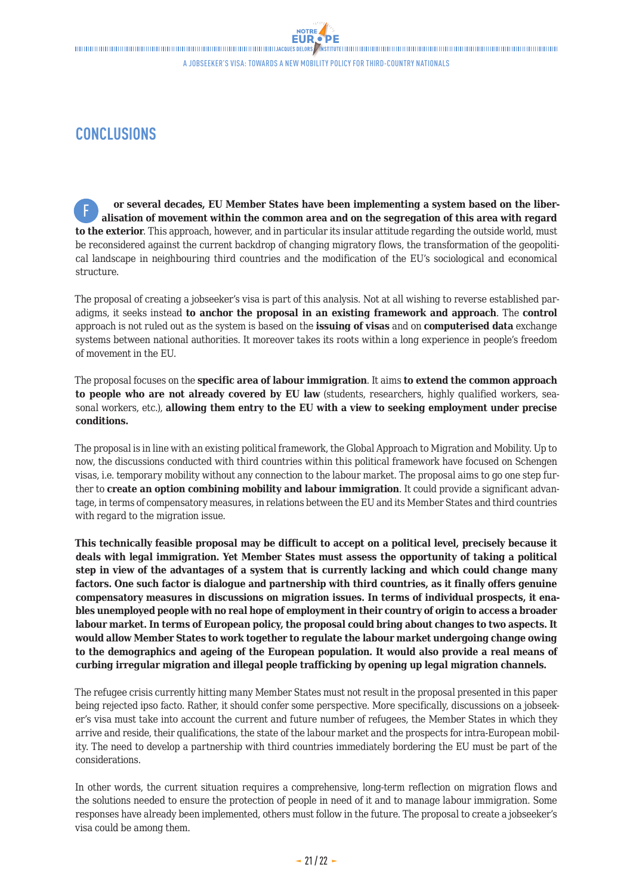## CONCLUSIONS

**For several decades, EU Member States have been implementing a system based on the liberalisation of movement within the common area and on the segregation of this area with regard to the exterior**. This approach, however, and in particular its insular attitude regarding the outside world, must be reconsidered against the current backdrop of changing migratory flows, the transformation of the geopolitical landscape in neighbouring third countries and the modification of the EU's sociological and economical structure.

The proposal of creating a jobseeker's visa is part of this analysis. Not at all wishing to reverse established paradigms, it seeks instead **to anchor the proposal in an existing framework and approach**. The **control** approach is not ruled out as the system is based on the **issuing of visas** and on **computerised data** exchange systems between national authorities. It moreover takes its roots within a long experience in people's freedom of movement in the EU.

The proposal focuses on the **specific area of labour immigration**. It aims **to extend the common approach to people who are not already covered by EU law** (students, researchers, highly qualified workers, seasonal workers, etc.), **allowing them entry to the EU with a view to seeking employment under precise conditions.**

The proposal is in line with an existing political framework, the Global Approach to Migration and Mobility. Up to now, the discussions conducted with third countries within this political framework have focused on Schengen visas, i.e. temporary mobility without any connection to the labour market. The proposal aims to go one step further to **create an option combining mobility and labour immigration**. It could provide a significant advantage, in terms of compensatory measures, in relations between the EU and its Member States and third countries with regard to the migration issue.

**This technically feasible proposal may be difficult to accept on a political level, precisely because it deals with legal immigration. Yet Member States must assess the opportunity of taking a political step in view of the advantages of a system that is currently lacking and which could change many factors. One such factor is dialogue and partnership with third countries, as it finally offers genuine compensatory measures in discussions on migration issues. In terms of individual prospects, it enables unemployed people with no real hope of employment in their country of origin to access a broader labour market. In terms of European policy, the proposal could bring about changes to two aspects. It would allow Member States to work together to regulate the labour market undergoing change owing to the demographics and ageing of the European population. It would also provide a real means of curbing irregular migration and illegal people trafficking by opening up legal migration channels.**

The refugee crisis currently hitting many Member States must not result in the proposal presented in this paper being rejected ipso facto. Rather, it should confer some perspective. More specifically, discussions on a jobseeker's visa must take into account the current and future number of refugees, the Member States in which they arrive and reside, their qualifications, the state of the labour market and the prospects for intra-European mobility. The need to develop a partnership with third countries immediately bordering the EU must be part of the considerations.

In other words, the current situation requires a comprehensive, long-term reflection on migration flows and the solutions needed to ensure the protection of people in need of it and to manage labour immigration. Some responses have already been implemented, others must follow in the future. The proposal to create a jobseeker's visa could be among them.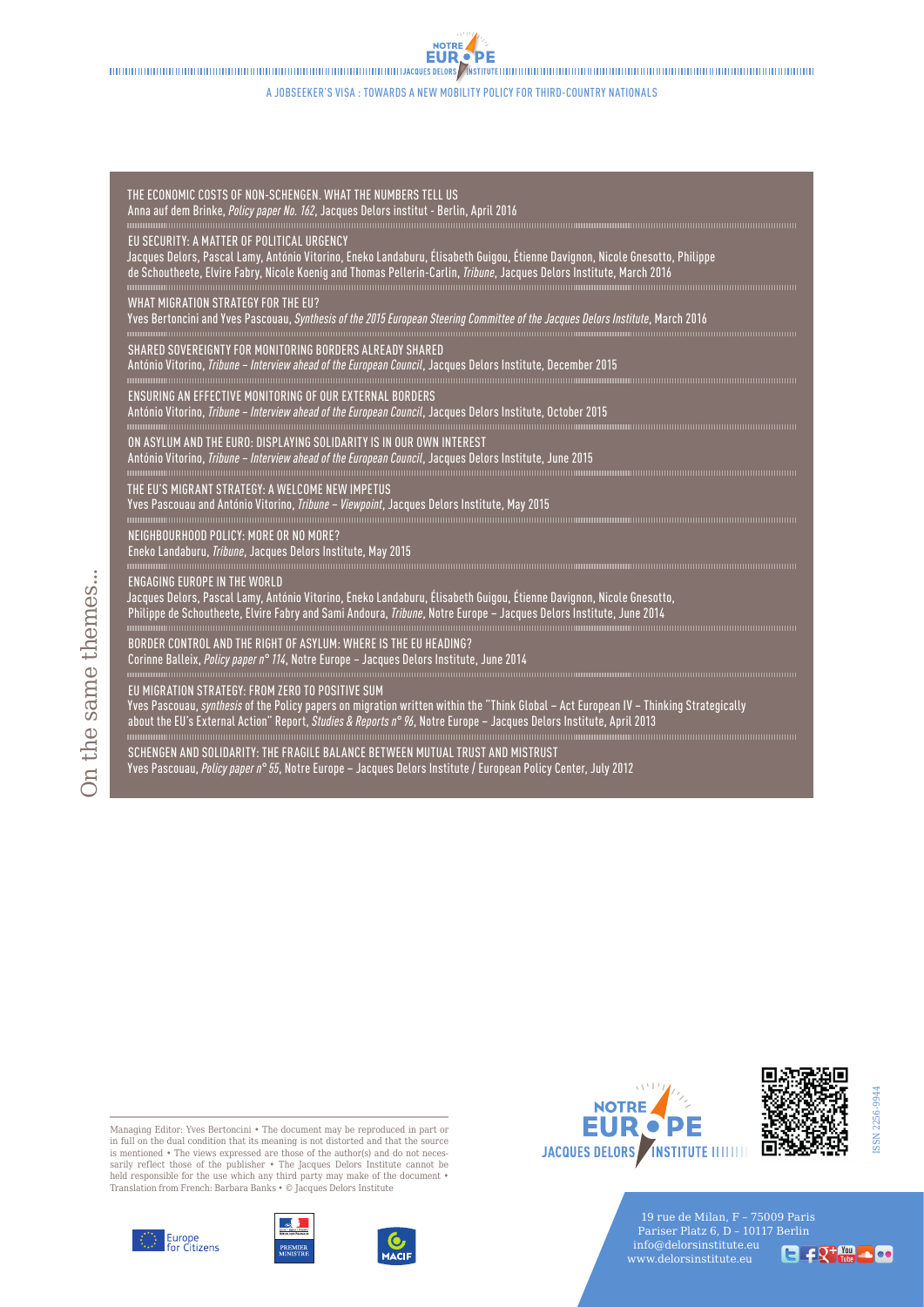## On the same themes...

THE ECONOMIC COSTS OF NON-SCHENGEN. WHAT THE NUMBERS TELL US
Anna auf dem Brinke, *Policy paper No. 162*, Jacques Delors institut - Berlin, April 2016

EU SECURITY: A MATTER OF POLITICAL URGENCY
Jacques Delors, Pascal Lamy, António Vitorino, Eneko Landaburu, Élisabeth Guigou, Étienne Davignon, Nicole Gnesotto, Philippe de Schoutheete, Elvire Fabry, Nicole Koenig and Thomas Pellerin-Carlin, *Tribune*, Jacques Delors Institute, March 2016

WHAT MIGRATION STRATEGY FOR THE EU?
Yves Bertoncini and Yves Pascouau, *Synthesis of the 2015 European Steering Committee of the Jacques Delors Institute*, March 2016

SHARED SOVEREIGNTY FOR MONITORING BORDERS ALREADY SHARED
António Vitorino, *Tribune – Interview ahead of the European Council*, Jacques Delors Institute, December 2015

ENSURING AN EFFECTIVE MONITORING OF OUR EXTERNAL BORDERS
António Vitorino, *Tribune – Interview ahead of the European Council*, Jacques Delors Institute, October 2015

ON ASYLUM AND THE EURO: DISPLAYING SOLIDARITY IS IN OUR OWN INTEREST
António Vitorino, *Tribune – Interview ahead of the European Council*, Jacques Delors Institute, June 2015

THE EU'S MIGRANT STRATEGY: A WELCOME NEW IMPETUS
Yves Pascouau and António Vitorino, *Tribune – Viewpoint*, Jacques Delors Institute, May 2015

NEIGHBOURHOOD POLICY: MORE OR NO MORE?
Eneko Landaburu, *Tribune*, Jacques Delors Institute, May 2015

ENGAGING EUROPE IN THE WORLD
Jacques Delors, Pascal Lamy, António Vitorino, Eneko Landaburu, Élisabeth Guigou, Étienne Davignon, Nicole Gnesotto, Philippe de Schoutheete, Elvire Fabry and Sami Andoura, *Tribune*, Notre Europe – Jacques Delors Institute, June 2014

BORDER CONTROL AND THE RIGHT OF ASYLUM: WHERE IS THE EU HEADING?
Corinne Balleix, *Policy paper n° 114*, Notre Europe – Jacques Delors Institute, June 2014

EU MIGRATION STRATEGY: FROM ZERO TO POSITIVE SUM
Yves Pascouau, *synthesis* of the Policy papers on migration written within the "Think Global – Act European IV – Thinking Strategically about the EU's External Action" Report, *Studies & Reports n° 96*, Notre Europe – Jacques Delors Institute, April 2013

SCHENGEN AND SOLIDARITY: THE FRAGILE BALANCE BETWEEN MUTUAL TRUST AND MISTRUST
Yves Pascouau, *Policy paper n° 55*, Notre Europe – Jacques Delors Institute / European Policy Center, July 2012

Managing Editor: Yves Bertoncini • The document may be reproduced in part or in full on the dual condition that its meaning is not distorted and that the source is mentioned • The views expressed are those of the author(s) and do not necessarily reflect those of the publisher • The Jacques Delors Institute cannot be held responsible for the use which any third party may make of the document • Translation from French: Barbara Banks • © Jacques Delors Institute

ISSN 2256-9944

19 rue de Milan, F – 75009 Paris
Pariser Platz 6, D – 10117 Berlin
info@delorsinstitute.eu
www.delorsinstitute.eu